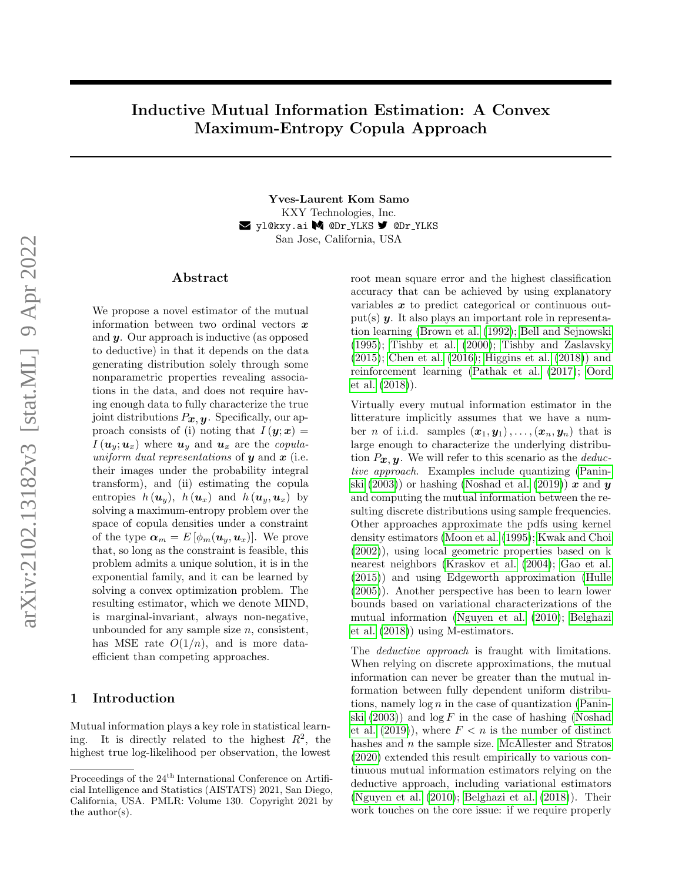# Inductive Mutual Information Estimation: A Convex Maximum-Entropy Copula Approach

**Yves-Laurent Kom Samo**
KXY Technologies, Inc.
yl@kxy.ai @Dr_YLKS @Dr_YLKS
San Jose, California, USA

## Abstract

We propose a novel estimator of the mutual information between two ordinal vectors $\boldsymbol{x}$ and $\boldsymbol{y}$. Our approach is inductive (as opposed to deductive) in that it depends on the data generating distribution solely through some nonparametric properties revealing associations in the data, and does not require having enough data to fully characterize the true joint distributions $P_{\boldsymbol{x},\boldsymbol{y}}$. Specifically, our approach consists of (i) noting that $I(\boldsymbol{y};\boldsymbol{x}) = I(\boldsymbol{u}_y;\boldsymbol{u}_x)$ where $\boldsymbol{u}_y$ and $\boldsymbol{u}_x$ are the *copula-uniform dual representations* of $\boldsymbol{y}$ and $\boldsymbol{x}$ (i.e. their images under the probability integral transform), and (ii) estimating the copula entropies $h(\boldsymbol{u}_y)$, $h(\boldsymbol{u}_x)$ and $h(\boldsymbol{u}_y, \boldsymbol{u}_x)$ by solving a maximum-entropy problem over the space of copula densities under a constraint of the type $\boldsymbol{\alpha}_m = E[\phi_m(\boldsymbol{u}_y, \boldsymbol{u}_x)]$. We prove that, so long as the constraint is feasible, this problem admits a unique solution, it is in the exponential family, and it can be learned by solving a convex optimization problem. The resulting estimator, which we denote MIND, is marginal-invariant, always non-negative, unbounded for any sample size $n$, consistent, has MSE rate $O(1/n)$, and is more data-efficient than competing approaches.

## 1 Introduction

Mutual information plays a key role in statistical learning. It is directly related to the highest $R^2$, the highest true log-likelihood per observation, the lowest root mean square error and the highest classification accuracy that can be achieved by using explanatory variables $\boldsymbol{x}$ to predict categorical or continuous output(s) $\boldsymbol{y}$. It also plays an important role in representation learning (Brown et al. (1992); Bell and Sejnowski (1995); Tishby et al. (2000); Tishby and Zaslavsky (2015); Chen et al. (2016); Higgins et al. (2018)) and reinforcement learning (Pathak et al. (2017); Oord et al. (2018)).

Virtually every mutual information estimator in the litterature implicitly assumes that we have a number $n$ of i.i.d. samples $(\boldsymbol{x}_1, \boldsymbol{y}_1), \dots, (\boldsymbol{x}_n, \boldsymbol{y}_n)$ that is large enough to characterize the underlying distribution $P_{\boldsymbol{x},\boldsymbol{y}}$. We will refer to this scenario as the *deductive approach*. Examples include quantizing (Paninski (2003)) or hashing (Noshad et al. (2019)) $\boldsymbol{x}$ and $\boldsymbol{y}$ and computing the mutual information between the resulting discrete distributions using sample frequencies. Other approaches approximate the pdfs using kernel density estimators (Moon et al. (1995); Kwak and Choi (2002)), using local geometric properties based on k nearest neighbors (Kraskov et al. (2004); Gao et al. (2015)) and using Edgeworth approximation (Hulle (2005)). Another perspective has been to learn lower bounds based on variational characterizations of the mutual information (Nguyen et al. (2010); Belghazi et al. (2018)) using M-estimators.

The *deductive approach* is fraught with limitations. When relying on discrete approximations, the mutual information can never be greater than the mutual information between fully dependent uniform distributions, namely $\log n$ in the case of quantization (Paninski (2003)) and $\log F$ in the case of hashing (Noshad et al. (2019)), where $F < n$ is the number of distinct hashes and $n$ the sample size. McAllester and Stratos (2020) extended this result empirically to various continuous mutual information estimators relying on the deductive approach, including variational estimators (Nguyen et al. (2010); Belghazi et al. (2018)). Their work touches on the core issue: if we require properly

Proceedings of the 24[th] International Conference on Artificial Intelligence and Statistics (AISTATS) 2021, San Diego, California, USA. PMLR: Volume 130. Copyright 2021 by the author(s).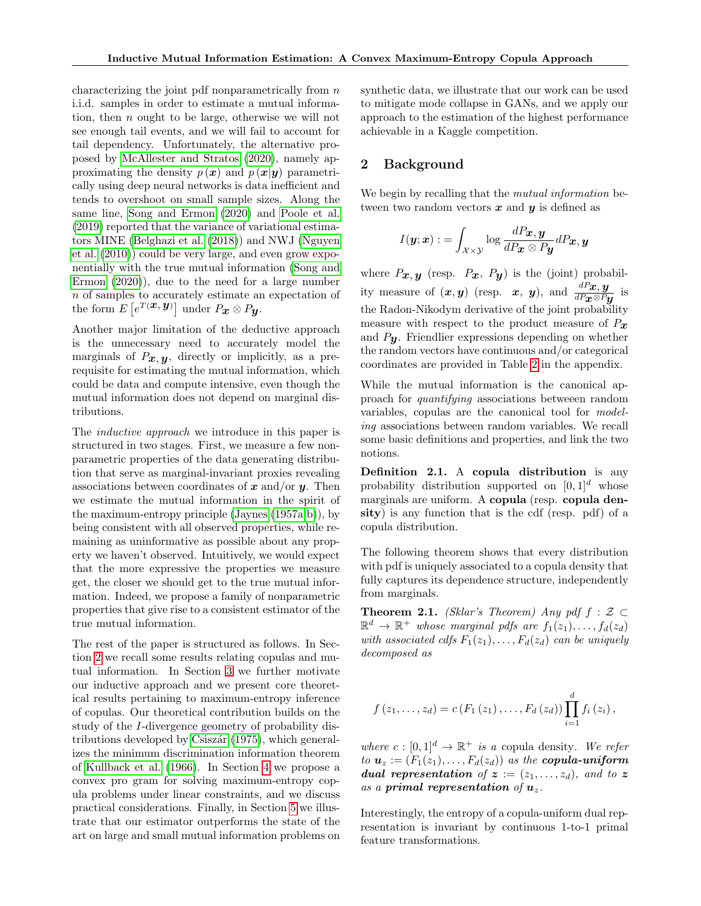characterizing the joint pdf nonparametrically from $n$ i.i.d. samples in order to estimate a mutual information, then $n$ ought to be large, otherwise we will not see enough tail events, and we will fail to account for tail dependency. Unfortunately, the alternative proposed by McAllester and Stratos (2020), namely approximating the density $p(\boldsymbol{x})$ and $p(\boldsymbol{x}|\boldsymbol{y})$ parametrically using deep neural networks is data inefficient and tends to overshoot on small sample sizes. Along the same line, Song and Ermon (2020) and Poole et al. (2019) reported that the variance of variational estimators MINE (Belghazi et al. (2018)) and NWJ (Nguyen et al. (2010)) could be very large, and even grow exponentially with the true mutual information (Song and Ermon (2020)), due to the need for a large number $n$ of samples to accurately estimate an expectation of the form $E\left[e^{T(\boldsymbol{x}, \boldsymbol{y})}\right]$ under $P_{\boldsymbol{x}} \otimes P_{\boldsymbol{y}}$.

Another major limitation of the deductive approach is the unnecessary need to accurately model the marginals of $P_{\boldsymbol{x}, \boldsymbol{y}}$, directly or implicitly, as a prerequisite for estimating the mutual information, which could be data and compute intensive, even though the mutual information does not depend on marginal distributions.

The *inductive approach* we introduce in this paper is structured in two stages. First, we measure a few nonparametric properties of the data generating distribution that serve as marginal-invariant proxies revealing associations between coordinates of $\boldsymbol{x}$ and/or $\boldsymbol{y}$. Then we estimate the mutual information in the spirit of the maximum-entropy principle (Jaynes (1957a,b)), by being consistent with all observed properties, while remaining as uninformative as possible about any property we haven't observed. Intuitively, we would expect that the more expressive the properties we measure get, the closer we should get to the true mutual information. Indeed, we propose a family of nonparametric properties that give rise to a consistent estimator of the true mutual information.

The rest of the paper is structured as follows. In Section 2 we recall some results relating copulas and mutual information. In Section 3 we further motivate our inductive approach and we present core theoretical results pertaining to maximum-entropy inference of copulas. Our theoretical contribution builds on the study of the $I$-divergence geometry of probability distributions developed by Csiszár (1975), which generalizes the minimum discrimination information theorem of Kullback et al. (1966). In Section 4 we propose a convex pro gram for solving maximum-entropy copula problems under linear constraints, and we discuss practical considerations. Finally, in Section 5 we illustrate that our estimator outperforms the state of the art on large and small mutual information problems on synthetic data, we illustrate that our work can be used to mitigate mode collapse in GANs, and we apply our approach to the estimation of the highest performance achievable in a Kaggle competition.

## 2 Background

We begin by recalling that the *mutual information* between two random vectors $\boldsymbol{x}$ and $\boldsymbol{y}$ is defined as

$$I(\boldsymbol{y}; \boldsymbol{x}) := \int_{\mathcal{X} \times \mathcal{Y}} \log \frac{dP_{\boldsymbol{x}, \boldsymbol{y}}}{dP_{\boldsymbol{x}} \otimes P_{\boldsymbol{y}}} dP_{\boldsymbol{x}, \boldsymbol{y}}$$

where $P_{\boldsymbol{x}, \boldsymbol{y}}$ (resp. $P_{\boldsymbol{x}}$, $P_{\boldsymbol{y}}$) is the (joint) probability measure of $(\boldsymbol{x}, \boldsymbol{y})$ (resp. $\boldsymbol{x}$, $\boldsymbol{y}$), and $\frac{dP_{\boldsymbol{x}, \boldsymbol{y}}}{dP_{\boldsymbol{x}} \otimes P_{\boldsymbol{y}}}$ is the Radon-Nikodym derivative of the joint probability measure with respect to the product measure of $P_{\boldsymbol{x}}$ and $P_{\boldsymbol{y}}$. Friendlier expressions depending on whether the random vectors have continuous and/or categorical coordinates are provided in Table 2 in the appendix.

While the mutual information is the canonical approach for *quantifying* associations betweeen random variables, copulas are the canonical tool for *modeling* associations between random variables. We recall some basic definitions and properties, and link the two notions.

**Definition 2.1.** A **copula distribution** is any probability distribution supported on $[0, 1]^d$ whose marginals are uniform. A **copula** (resp. **copula density**) is any function that is the cdf (resp. pdf) of a copula distribution.

The following theorem shows that every distribution with pdf is uniquely associated to a copula density that fully captures its dependence structure, independently from marginals.

**Theorem 2.1.** *(Sklar's Theorem) Any pdf $f : \mathcal{Z} \subset \mathbb{R}^d \to \mathbb{R}^+$ whose marginal pdfs are $f_1(z_1), \dots, f_d(z_d)$ with associated cdfs $F_1(z_1), \dots, F_d(z_d)$ can be uniquely decomposed as*

$$f(z_1, \dots, z_d) = c(F_1(z_1), \dots, F_d(z_d)) \prod_{i=1}^{d} f_i(z_i),$$

*where $c : [0, 1]^d \to \mathbb{R}^+$ is a* copula density. *We refer to $\boldsymbol{u}_z := (F_1(z_1), \dots, F_d(z_d))$ as the **copula-uniform dual representation** of $\boldsymbol{z} := (z_1, \dots, z_d)$, and to $\boldsymbol{z}$ as a **primal representation** of $\boldsymbol{u}_z$.*

Interestingly, the entropy of a copula-uniform dual representation is invariant by continuous 1-to-1 primal feature transformations.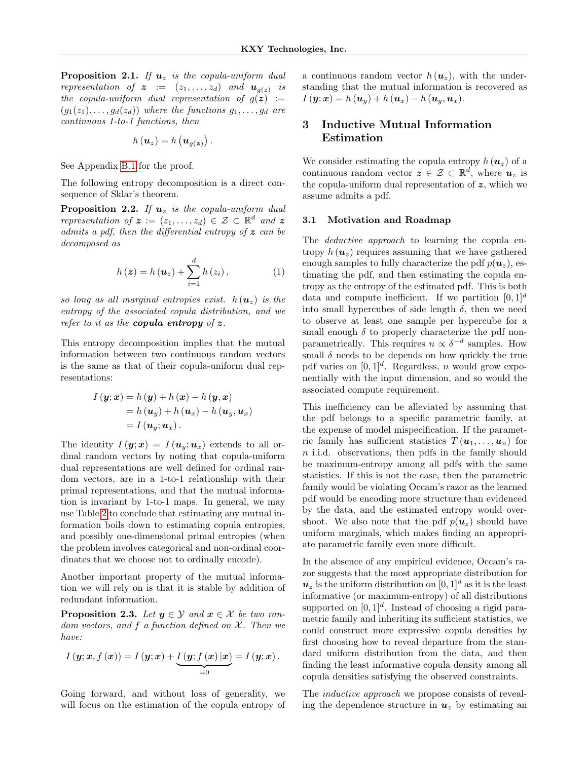**Proposition 2.1.** *If $\boldsymbol{u}_z$ is the copula-uniform dual representation of $\boldsymbol{z} := (z_1, \dots, z_d)$ and $\boldsymbol{u}_{g(z)}$ is the copula-uniform dual representation of $g(\boldsymbol{z}) := (g_1(z_1), \dots, g_d(z_d))$ where the functions $g_1, \dots, g_d$ are continuous 1-to-1 functions, then*

$$h(\boldsymbol{u}_z) = h\left(\boldsymbol{u}_{g(\boldsymbol{z})}\right).$$

See Appendix B.1 for the proof.

The following entropy decomposition is a direct consequence of Sklar's theorem.

**Proposition 2.2.** *If $\boldsymbol{u}_z$ is the copula-uniform dual representation of $\boldsymbol{z} := (z_1, \dots, z_d) \in \mathcal{Z} \subset \mathbb{R}^d$ and $\boldsymbol{z}$ admits a pdf, then the differential entropy of $\boldsymbol{z}$ can be decomposed as*

$$h(\boldsymbol{z}) = h(\boldsymbol{u}_z) + \sum_{i=1}^{d} h(z_i), \tag{1}$$

*so long as all marginal entropies exist. $h(\boldsymbol{u}_z)$ is the entropy of the associated copula distribution, and we refer to it as the **copula entropy** of $\boldsymbol{z}$.*

This entropy decomposition implies that the mutual information between two continuous random vectors is the same as that of their copula-uniform dual representations:

$$\begin{aligned}
I(\boldsymbol{y}; \boldsymbol{x}) &= h(\boldsymbol{y}) + h(\boldsymbol{x}) - h(\boldsymbol{y}, \boldsymbol{x}) \\
&= h(\boldsymbol{u}_y) + h(\boldsymbol{u}_x) - h(\boldsymbol{u}_y, \boldsymbol{u}_x) \\
&= I(\boldsymbol{u}_y; \boldsymbol{u}_x).
\end{aligned}$$

The identity $I(\boldsymbol{y}; \boldsymbol{x}) = I(\boldsymbol{u}_y; \boldsymbol{u}_x)$ extends to all ordinal random vectors by noting that copula-uniform dual representations are well defined for ordinal random vectors, are in a 1-to-1 relationship with their primal representations, and that the mutual information is invariant by 1-to-1 maps. In general, we may use Table 2 to conclude that estimating any mutual information boils down to estimating copula entropies, and possibly one-dimensional primal entropies (when the problem involves categorical and non-ordinal coordinates that we choose not to ordinally encode).

Another important property of the mutual information we will rely on is that it is stable by addition of redundant information.

**Proposition 2.3.** *Let $\boldsymbol{y} \in \mathcal{Y}$ and $\boldsymbol{x} \in \mathcal{X}$ be two random vectors, and $f$ a function defined on $\mathcal{X}$. Then we have:*

$$I(\boldsymbol{y}; \boldsymbol{x}, f(\boldsymbol{x})) = I(\boldsymbol{y}; \boldsymbol{x}) + \underbrace{I(\boldsymbol{y}; f(\boldsymbol{x}) | \boldsymbol{x})}_{=0} = I(\boldsymbol{y}; \boldsymbol{x}).$$

Going forward, and without loss of generality, we will focus on the estimation of the copula entropy of a continuous random vector $h(\boldsymbol{u}_z)$, with the understanding that the mutual information is recovered as $I(\boldsymbol{y}; \boldsymbol{x}) = h(\boldsymbol{u}_y) + h(\boldsymbol{u}_x) - h(\boldsymbol{u}_y, \boldsymbol{u}_x)$.

# 3 Inductive Mutual Information Estimation

We consider estimating the copula entropy $h(\boldsymbol{u}_z)$ of a continuous random vector $\boldsymbol{z} \in \mathcal{Z} \subset \mathbb{R}^d$, where $\boldsymbol{u}_z$ is the copula-uniform dual representation of $\boldsymbol{z}$, which we assume admits a pdf.

## 3.1 Motivation and Roadmap

The *deductive approach* to learning the copula entropy $h(\boldsymbol{u}_z)$ requires assuming that we have gathered enough samples to fully characterize the pdf $p(\boldsymbol{u}_z)$, estimating the pdf, and then estimating the copula entropy as the entropy of the estimated pdf. This is both data and compute inefficient. If we partition $[0,1]^d$ into small hypercubes of side length $\delta$, then we need to observe at least one sample per hypercube for a small enough $\delta$ to properly characterize the pdf non-parametrically. This requires $n \propto \delta^{-d}$ samples. How small $\delta$ needs to be depends on how quickly the true pdf varies on $[0,1]^d$. Regardless, $n$ would grow exponentially with the input dimension, and so would the associated compute requirement.

This inefficiency can be alleviated by assuming that the pdf belongs to a specific parametric family, at the expense of model mispecification. If the parametric family has sufficient statistics $T(\boldsymbol{u}_1, \dots, \boldsymbol{u}_n)$ for $n$ i.i.d. observations, then pdfs in the family should be maximum-entropy among all pdfs with the same statistics. If this is not the case, then the parametric family would be violating Occam's razor as the learned pdf would be encoding more structure than evidenced by the data, and the estimated entropy would overshoot. We also note that the pdf $p(\boldsymbol{u}_z)$ should have uniform marginals, which makes finding an appropriate parametric family even more difficult.

In the absence of any empirical evidence, Occam's razor suggests that the most appropriate distribution for $\boldsymbol{u}_z$ is the uniform distribution on $[0,1]^d$ as it is the least informative (or maximum-entropy) of all distributions supported on $[0,1]^d$. Instead of choosing a rigid parametric family and inheriting its sufficient statistics, we could construct more expressive copula densities by first choosing how to reveal departure from the standard uniform distribution from the data, and then finding the least informative copula density among all copula densities satisfying the observed constraints.

The *inductive approach* we propose consists of revealing the dependence structure in $\boldsymbol{u}_z$ by estimating an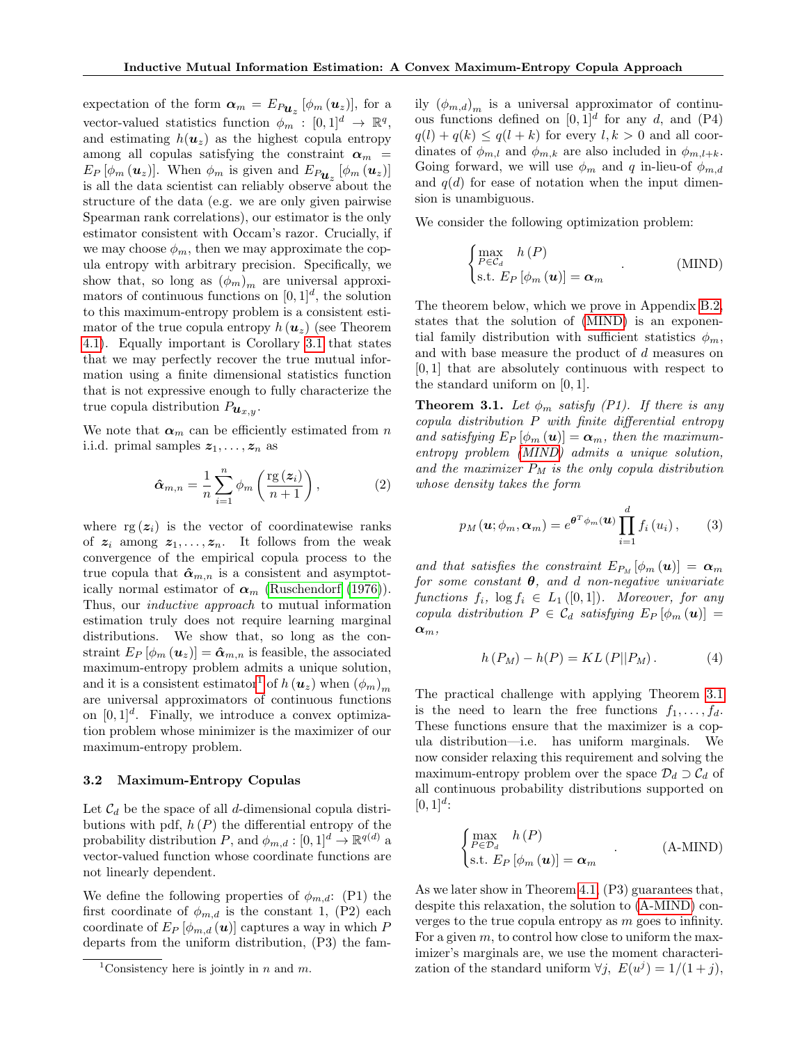expectation of the form $\boldsymbol{\alpha}_m = E_{P_{\boldsymbol{u}_z}}\left[\phi_m\left(\boldsymbol{u}_z\right)\right]$, for a vector-valued statistics function $\phi_m : [0,1]^d \to \mathbb{R}^q$, and estimating $h(\boldsymbol{u}_z)$ as the highest copula entropy among all copulas satisfying the constraint $\boldsymbol{\alpha}_m = E_P\left[\phi_m\left(\boldsymbol{u}_z\right)\right]$. When $\phi_m$ is given and $E_{P_{\boldsymbol{u}_z}}\left[\phi_m\left(\boldsymbol{u}_z\right)\right]$ is all the data scientist can reliably observe about the structure of the data (e.g. we are only given pairwise Spearman rank correlations), our estimator is the only estimator consistent with Occam's razor. Crucially, if we may choose $\phi_m$, then we may approximate the copula entropy with arbitrary precision. Specifically, we show that, so long as $(\phi_m)_m$ are universal approximators of continuous functions on $[0,1]^d$, the solution to this maximum-entropy problem is a consistent estimator of the true copula entropy $h\left(\boldsymbol{u}_z\right)$ (see Theorem 4.1). Equally important is Corollary 3.1 that states that we may perfectly recover the true mutual information using a finite dimensional statistics function that is not expressive enough to fully characterize the true copula distribution $P_{\boldsymbol{u}_{x,y}}$.

We note that $\boldsymbol{\alpha}_m$ can be efficiently estimated from $n$ i.i.d. primal samples $\boldsymbol{z}_1, \ldots, \boldsymbol{z}_n$ as

$$\hat{\boldsymbol{\alpha}}_{m,n} = \frac{1}{n}\sum_{i=1}^{n} \phi_m\left(\frac{\text{rg}\left(\boldsymbol{z}_i\right)}{n+1}\right), \tag{2}$$

where $\text{rg}\left(\boldsymbol{z}_i\right)$ is the vector of coordinatewise ranks of $\boldsymbol{z}_i$ among $\boldsymbol{z}_1, \ldots, \boldsymbol{z}_n$. It follows from the weak convergence of the empirical copula process to the true copula that $\hat{\boldsymbol{\alpha}}_{m,n}$ is a consistent and asymptotically normal estimator of $\boldsymbol{\alpha}_m$ (Ruschendorf (1976)). Thus, our *inductive approach* to mutual information estimation truly does not require learning marginal distributions. We show that, so long as the constraint $E_P\left[\phi_m\left(\boldsymbol{u}_z\right)\right] = \hat{\boldsymbol{\alpha}}_{m,n}$ is feasible, the associated maximum-entropy problem admits a unique solution, and it is a consistent estimator[1] of $h\left(\boldsymbol{u}_z\right)$ when $(\phi_m)_m$ are universal approximators of continuous functions on $[0,1]^d$. Finally, we introduce a convex optimization problem whose minimizer is the maximizer of our maximum-entropy problem.

### 3.2 Maximum-Entropy Copulas

Let $\mathcal{C}_d$ be the space of all $d$-dimensional copula distributions with pdf, $h\left(P\right)$ the differential entropy of the probability distribution $P$, and $\phi_{m,d} : [0,1]^d \to \mathbb{R}^{q(d)}$ a vector-valued function whose coordinate functions are not linearly dependent.

We define the following properties of $\phi_{m,d}$: (P1) the first coordinate of $\phi_{m,d}$ is the constant 1, (P2) each coordinate of $E_P\left[\phi_{m,d}\left(\boldsymbol{u}\right)\right]$ captures a way in which $P$ departs from the uniform distribution, (P3) the family $\left(\phi_{m,d}\right)_m$ is a universal approximator of continuous functions defined on $[0,1]^d$ for any $d$, and (P4) $q(l) + q(k) \leq q(l+k)$ for every $l, k > 0$ and all coordinates of $\phi_{m,l}$ and $\phi_{m,k}$ are also included in $\phi_{m,l+k}$. Going forward, we will use $\phi_m$ and $q$ in-lieu-of $\phi_{m,d}$ and $q(d)$ for ease of notation when the input dimension is unambiguous.

We consider the following optimization problem:

$$\begin{cases} \max\limits_{P \in \mathcal{C}_d} & h\left(P\right) \\ \text{s.t. } E_P\left[\phi_m\left(\boldsymbol{u}\right)\right] = \boldsymbol{\alpha}_m \end{cases}. \tag{MIND}$$

The theorem below, which we prove in Appendix B.2, states that the solution of (MIND) is an exponential family distribution with sufficient statistics $\phi_m$, and with base measure the product of $d$ measures on $[0,1]$ that are absolutely continuous with respect to the standard uniform on $[0,1]$.

**Theorem 3.1.** *Let $\phi_m$ satisfy (P1). If there is any copula distribution $P$ with finite differential entropy and satisfying $E_P\left[\phi_m\left(\boldsymbol{u}\right)\right] = \boldsymbol{\alpha}_m$, then the maximum-entropy problem (MIND) admits a unique solution, and the maximizer $P_M$ is the only copula distribution whose density takes the form*

$$p_M\left(\boldsymbol{u}; \phi_m, \boldsymbol{\alpha}_m\right) = e^{\boldsymbol{\theta}^T \phi_m\left(\boldsymbol{u}\right)} \prod_{i=1}^{d} f_i\left(u_i\right), \tag{3}$$

*and that satisfies the constraint $E_{P_M}\left[\phi_m\left(\boldsymbol{u}\right)\right] = \boldsymbol{\alpha}_m$ for some constant $\boldsymbol{\theta}$, and $d$ non-negative univariate functions $f_i$, $\log f_i \in L_1\left([0,1]\right)$. Moreover, for any copula distribution $P \in \mathcal{C}_d$ satisfying $E_P\left[\phi_m\left(\boldsymbol{u}\right)\right] = \boldsymbol{\alpha}_m$,*

$$h\left(P_M\right) - h(P) = KL\left(P||P_M\right). \tag{4}$$

The practical challenge with applying Theorem 3.1 is the need to learn the free functions $f_1, \ldots, f_d$. These functions ensure that the maximizer is a copula distribution—i.e. has uniform marginals. We now consider relaxing this requirement and solving the maximum-entropy problem over the space $\mathcal{D}_d \supset \mathcal{C}_d$ of all continuous probability distributions supported on $[0,1]^d$:

$$\begin{cases} \max\limits_{P \in \mathcal{D}_d} & h\left(P\right) \\ \text{s.t. } E_P\left[\phi_m\left(\boldsymbol{u}\right)\right] = \boldsymbol{\alpha}_m \end{cases}. \tag{A-MIND}$$

As we later show in Theorem 4.1, (P3) guarantees that, despite this relaxation, the solution to (A-MIND) converges to the true copula entropy as $m$ goes to infinity. For a given $m$, to control how close to uniform the maximizer's marginals are, we use the moment characterization of the standard uniform $\forall j,\ E(u^j) = 1/(1+j)$,

[1] Consistency here is jointly in $n$ and $m$.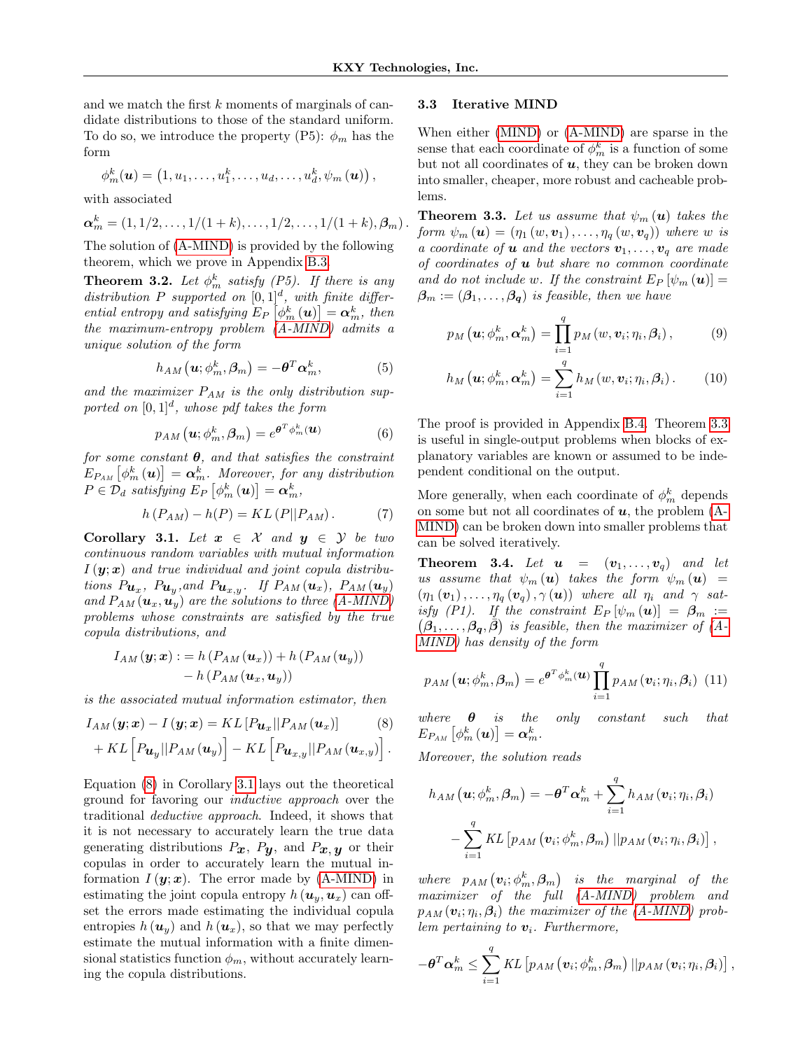and we match the first $k$ moments of marginals of candidate distributions to those of the standard uniform. To do so, we introduce the property (P5): $\phi_m$ has the form

$$\phi_m^k(\boldsymbol{u}) = \left(1, u_1, \dots, u_1^k, \dots, u_d, \dots, u_d^k, \psi_m(\boldsymbol{u})\right),$$

with associated

$$\boldsymbol{\alpha}_m^k = (1, 1/2, \dots, 1/(1+k), \dots, 1/2, \dots, 1/(1+k), \boldsymbol{\beta}_m).$$

The solution of (A-MIND) is provided by the following theorem, which we prove in Appendix B.3.

**Theorem 3.2.** *Let $\phi_m^k$ satisfy (P5). If there is any distribution $P$ supported on $[0,1]^d$, with finite differential entropy and satisfying $E_P\left[\phi_m^k(\boldsymbol{u})\right] = \boldsymbol{\alpha}_m^k$, then the maximum-entropy problem (A-MIND) admits a unique solution of the form*

$$h_{AM}\left(\boldsymbol{u}; \phi_m^k, \boldsymbol{\beta}_m\right) = -\boldsymbol{\theta}^T \boldsymbol{\alpha}_m^k, \tag{5}$$

*and the maximizer $P_{AM}$ is the only distribution supported on $[0,1]^d$, whose pdf takes the form*

$$p_{AM}\left(\boldsymbol{u}; \phi_m^k, \boldsymbol{\beta}_m\right) = e^{\boldsymbol{\theta}^T \phi_m^k(\boldsymbol{u})} \tag{6}$$

*for some constant $\boldsymbol{\theta}$, and that satisfies the constraint $E_{P_{AM}}\left[\phi_m^k(\boldsymbol{u})\right] = \boldsymbol{\alpha}_m^k$. Moreover, for any distribution $P \in \mathcal{D}_d$ satisfying $E_P\left[\phi_m^k(\boldsymbol{u})\right] = \boldsymbol{\alpha}_m^k$,*

$$h\left(P_{AM}\right) - h(P) = KL\left(P || P_{AM}\right). \tag{7}$$

**Corollary 3.1.** *Let $\boldsymbol{x} \in \mathcal{X}$ and $\boldsymbol{y} \in \mathcal{Y}$ be two continuous random variables with mutual information $I(\boldsymbol{y}; \boldsymbol{x})$ and true individual and joint copula distributions $P_{\boldsymbol{u}_x}$, $P_{\boldsymbol{u}_y}$, and $P_{\boldsymbol{u}_{x,y}}$. If $P_{AM}(\boldsymbol{u}_x)$, $P_{AM}(\boldsymbol{u}_y)$ and $P_{AM}(\boldsymbol{u}_x, \boldsymbol{u}_y)$ are the solutions to three (A-MIND) problems whose constraints are satisfied by the true copula distributions, and*

$$I_{AM}(\boldsymbol{y}; \boldsymbol{x}) := h\left(P_{AM}(\boldsymbol{u}_x)\right) + h\left(P_{AM}(\boldsymbol{u}_y)\right) - h\left(P_{AM}(\boldsymbol{u}_x, \boldsymbol{u}_y)\right)$$

*is the associated mutual information estimator, then*

$$I_{AM}(\boldsymbol{y}; \boldsymbol{x}) - I(\boldsymbol{y}; \boldsymbol{x}) = KL\left[P_{\boldsymbol{u}_x} || P_{AM}(\boldsymbol{u}_x)\right] + KL\left[P_{\boldsymbol{u}_y} || P_{AM}(\boldsymbol{u}_y)\right] - KL\left[P_{\boldsymbol{u}_{x,y}} || P_{AM}(\boldsymbol{u}_{x,y})\right]. \tag{8}$$

Equation (8) in Corollary 3.1 lays out the theoretical ground for favoring our *inductive approach* over the traditional *deductive approach*. Indeed, it shows that it is not necessary to accurately learn the true data generating distributions $P_{\boldsymbol{x}}$, $P_{\boldsymbol{y}}$, and $P_{\boldsymbol{x},\boldsymbol{y}}$ or their copulas in order to accurately learn the mutual information $I(\boldsymbol{y}; \boldsymbol{x})$. The error made by (A-MIND) in estimating the joint copula entropy $h(\boldsymbol{u}_y, \boldsymbol{u}_x)$ can offset the errors made estimating the individual copula entropies $h(\boldsymbol{u}_y)$ and $h(\boldsymbol{u}_x)$, so that we may perfectly estimate the mutual information with a finite dimensional statistics function $\phi_m$, without accurately learning the copula distributions.

### 3.3 Iterative MIND

When either (MIND) or (A-MIND) are sparse in the sense that each coordinate of $\phi_m^k$ is a function of some but not all coordinates of $\boldsymbol{u}$, they can be broken down into smaller, cheaper, more robust and cacheable problems.

**Theorem 3.3.** *Let us assume that $\psi_m(\boldsymbol{u})$ takes the form $\psi_m(\boldsymbol{u}) = \left(\eta_1(w, \boldsymbol{v}_1), \dots, \eta_q(w, \boldsymbol{v}_q)\right)$ where $w$ is a coordinate of $\boldsymbol{u}$ and the vectors $\boldsymbol{v}_1, \dots, \boldsymbol{v}_q$ are made of coordinates of $\boldsymbol{u}$ but share no common coordinate and do not include $w$. If the constraint $E_P\left[\psi_m(\boldsymbol{u})\right] = \boldsymbol{\beta}_m := (\boldsymbol{\beta}_1, \dots, \boldsymbol{\beta}_q)$ is feasible, then we have*

$$p_M\left(\boldsymbol{u}; \phi_m^k, \boldsymbol{\alpha}_m^k\right) = \prod_{i=1}^q p_M\left(w, \boldsymbol{v}_i; \eta_i, \boldsymbol{\beta}_i\right), \tag{9}$$

$$h_M\left(\boldsymbol{u}; \phi_m^k, \boldsymbol{\alpha}_m^k\right) = \sum_{i=1}^q h_M\left(w, \boldsymbol{v}_i; \eta_i, \boldsymbol{\beta}_i\right). \tag{10}$$

The proof is provided in Appendix B.4. Theorem 3.3 is useful in single-output problems when blocks of explanatory variables are known or assumed to be independent conditional on the output.

More generally, when each coordinate of $\phi_m^k$ depends on some but not all coordinates of $\boldsymbol{u}$, the problem (A-MIND) can be broken down into smaller problems that can be solved iteratively.

**Theorem 3.4.** *Let $\boldsymbol{u} = (\boldsymbol{v}_1, \dots, \boldsymbol{v}_q)$ and let us assume that $\psi_m(\boldsymbol{u})$ takes the form $\psi_m(\boldsymbol{u}) = \left(\eta_1(\boldsymbol{v}_1), \dots, \eta_q(\boldsymbol{v}_q), \gamma(\boldsymbol{u})\right)$ where all $\eta_i$ and $\gamma$ satisfy (P1). If the constraint $E_P\left[\psi_m(\boldsymbol{u})\right] = \boldsymbol{\beta}_m := (\boldsymbol{\beta}_1, \dots, \boldsymbol{\beta}_q, \bar{\boldsymbol{\beta}})$ is feasible, then the maximizer of (A-MIND) has density of the form*

$$p_{AM}\left(\boldsymbol{u}; \phi_m^k, \boldsymbol{\beta}_m\right) = e^{\boldsymbol{\theta}^T \phi_m^k(\boldsymbol{u})} \prod_{i=1}^q p_{AM}\left(\boldsymbol{v}_i; \eta_i, \boldsymbol{\beta}_i\right) \tag{11}$$

*where $\boldsymbol{\theta}$ is the only constant such that $E_{P_{AM}}\left[\phi_m^k(\boldsymbol{u})\right] = \boldsymbol{\alpha}_m^k$.*

*Moreover, the solution reads*

$$h_{AM}\left(\boldsymbol{u}; \phi_m^k, \boldsymbol{\beta}_m\right) = -\boldsymbol{\theta}^T \boldsymbol{\alpha}_m^k + \sum_{i=1}^q h_{AM}\left(\boldsymbol{v}_i; \eta_i, \boldsymbol{\beta}_i\right) - \sum_{i=1}^q KL\left[p_{AM}\left(\boldsymbol{v}_i; \phi_m^k, \boldsymbol{\beta}_m\right) || p_{AM}\left(\boldsymbol{v}_i; \eta_i, \boldsymbol{\beta}_i\right)\right],$$

*where $p_{AM}\left(\boldsymbol{v}_i; \phi_m^k, \boldsymbol{\beta}_m\right)$ is the marginal of the maximizer of the full (A-MIND) problem and $p_{AM}\left(\boldsymbol{v}_i; \eta_i, \boldsymbol{\beta}_i\right)$ the maximizer of the (A-MIND) problem pertaining to $\boldsymbol{v}_i$. Furthermore,*

$$-\boldsymbol{\theta}^T \boldsymbol{\alpha}_m^k \leq \sum_{i=1}^q KL\left[p_{AM}\left(\boldsymbol{v}_i; \phi_m^k, \boldsymbol{\beta}_m\right) || p_{AM}\left(\boldsymbol{v}_i; \eta_i, \boldsymbol{\beta}_i\right)\right],$$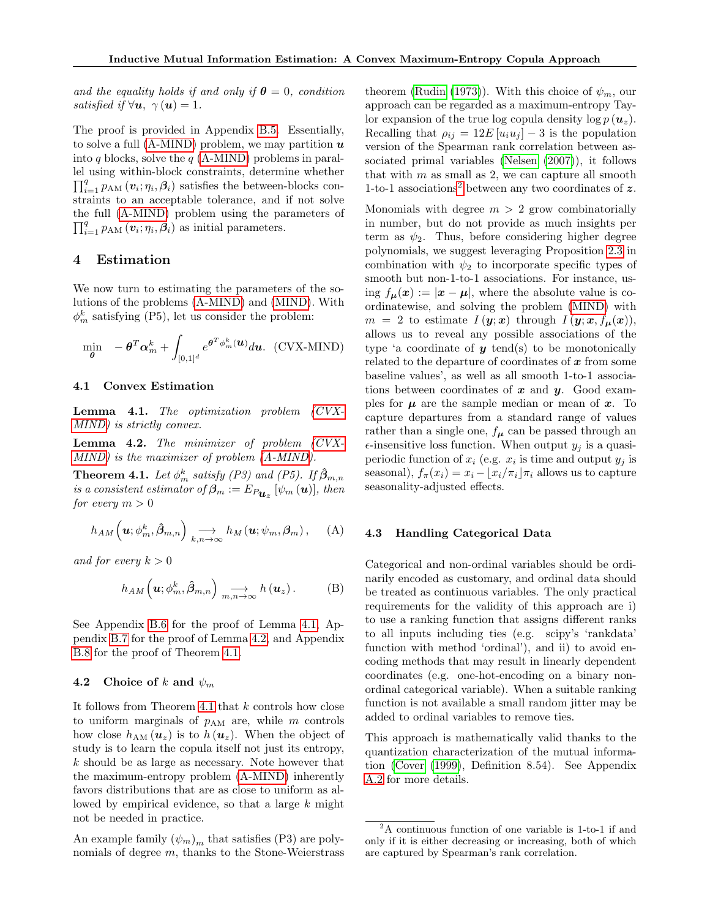*and the equality holds if and only if $\boldsymbol{\theta} = 0$, condition satisfied if $\forall \boldsymbol{u},\ \gamma(\boldsymbol{u}) = 1$.*

The proof is provided in Appendix B.5. Essentially, to solve a full (A-MIND) problem, we may partition $\boldsymbol{u}$ into $q$ blocks, solve the $q$ (A-MIND) problems in parallel using within-block constraints, determine whether $\prod_{i=1}^{q} p_{\text{AM}}(\boldsymbol{v}_i; \eta_i, \boldsymbol{\beta}_i)$ satisfies the between-blocks constraints to an acceptable tolerance, and if not solve the full (A-MIND) problem using the parameters of $\prod_{i=1}^{q} p_{\text{AM}}(\boldsymbol{v}_i; \eta_i, \boldsymbol{\beta}_i)$ as initial parameters.

## 4 Estimation

We now turn to estimating the parameters of the solutions of the problems (A-MIND) and (MIND). With $\phi_m^k$ satisfying (P5), let us consider the problem:

$$\min_{\boldsymbol{\theta}} \quad -\boldsymbol{\theta}^T \boldsymbol{\alpha}_m^k + \int_{[0,1]^d} e^{\boldsymbol{\theta}^T \phi_m^k(\boldsymbol{u})} d\boldsymbol{u}. \quad \text{(CVX-MIND)}$$

### 4.1 Convex Estimation

**Lemma 4.1.** *The optimization problem (CVX-MIND) is strictly convex.*

**Lemma 4.2.** *The minimizer of problem (CVX-MIND) is the maximizer of problem (A-MIND).*

**Theorem 4.1.** *Let $\phi_m^k$ satisfy (P3) and (P5). If $\hat{\boldsymbol{\beta}}_{m,n}$ is a consistent estimator of $\boldsymbol{\beta}_m := E_{P_{\boldsymbol{u}_z}}[\psi_m(\boldsymbol{u})]$, then for every $m > 0$*

$$h_{AM}\left(\boldsymbol{u}; \phi_m^k, \hat{\boldsymbol{\beta}}_{m,n}\right) \underset{k,n \to \infty}{\longrightarrow} h_M(\boldsymbol{u}; \psi_m, \boldsymbol{\beta}_m), \qquad \text{(A)}$$

*and for every $k > 0$*

$$h_{AM}\left(\boldsymbol{u}; \phi_m^k, \hat{\boldsymbol{\beta}}_{m,n}\right) \underset{m,n \to \infty}{\longrightarrow} h(\boldsymbol{u}_z). \qquad \text{(B)}$$

See Appendix B.6 for the proof of Lemma 4.1, Appendix B.7 for the proof of Lemma 4.2, and Appendix B.8 for the proof of Theorem 4.1.

### 4.2 Choice of $k$ and $\psi_m$

It follows from Theorem 4.1 that $k$ controls how close to uniform marginals of $p_{\text{AM}}$ are, while $m$ controls how close $h_{\text{AM}}(\boldsymbol{u}_z)$ is to $h(\boldsymbol{u}_z)$. When the object of study is to learn the copula itself not just its entropy, $k$ should be as large as necessary. Note however that the maximum-entropy problem (A-MIND) inherently favors distributions that are as close to uniform as allowed by empirical evidence, so that a large $k$ might not be needed in practice.

An example family $(\psi_m)_m$ that satisfies (P3) are polynomials of degree $m$, thanks to the Stone-Weierstrass theorem (Rudin (1973)). With this choice of $\psi_m$, our approach can be regarded as a maximum-entropy Taylor expansion of the true log copula density $\log p(\boldsymbol{u}_z)$. Recalling that $\rho_{ij} = 12E[u_i u_j] - 3$ is the population version of the Spearman rank correlation between associated primal variables (Nelsen (2007)), it follows that with $m$ as small as 2, we can capture all smooth 1-to-1 associations[2] between any two coordinates of $\boldsymbol{z}$.

Monomials with degree $m > 2$ grow combinatorially in number, but do not provide as much insights per term as $\psi_2$. Thus, before considering higher degree polynomials, we suggest leveraging Proposition 2.3 in combination with $\psi_2$ to incorporate specific types of smooth but non-1-to-1 associations. For instance, using $f_{\boldsymbol{\mu}}(\boldsymbol{x}) := |\boldsymbol{x} - \boldsymbol{\mu}|$, where the absolute value is coordinatewise, and solving the problem (MIND) with $m = 2$ to estimate $I(\boldsymbol{y}; \boldsymbol{x})$ through $I(\boldsymbol{y}; \boldsymbol{x}, f_{\boldsymbol{\mu}}(\boldsymbol{x}))$, allows us to reveal any possible associations of the type 'a coordinate of $\boldsymbol{y}$ tend(s) to be monotonically related to the departure of coordinates of $\boldsymbol{x}$ from some baseline values', as well as all smooth 1-to-1 associations between coordinates of $\boldsymbol{x}$ and $\boldsymbol{y}$. Good examples for $\boldsymbol{\mu}$ are the sample median or mean of $\boldsymbol{x}$. To capture departures from a standard range of values rather than a single one, $f_{\boldsymbol{\mu}}$ can be passed through an $\epsilon$-insensitive loss function. When output $y_j$ is a quasi-periodic function of $x_i$ (e.g. $x_i$ is time and output $y_j$ is seasonal), $f_\pi(x_i) = x_i - \lfloor x_i/\pi_i \rfloor \pi_i$ allows us to capture seasonality-adjusted effects.

### 4.3 Handling Categorical Data

Categorical and non-ordinal variables should be ordinarily encoded as customary, and ordinal data should be treated as continuous variables. The only practical requirements for the validity of this approach are i) to use a ranking function that assigns different ranks to all inputs including ties (e.g. scipy's 'rankdata' function with method 'ordinal'), and ii) to avoid encoding methods that may result in linearly dependent coordinates (e.g. one-hot-encoding on a binary non-ordinal categorical variable). When a suitable ranking function is not available a small random jitter may be added to ordinal variables to remove ties.

This approach is mathematically valid thanks to the quantization characterization of the mutual information (Cover (1999), Definition 8.54). See Appendix A.2 for more details.

[2] A continuous function of one variable is 1-to-1 if and only if it is either decreasing or increasing, both of which are captured by Spearman's rank correlation.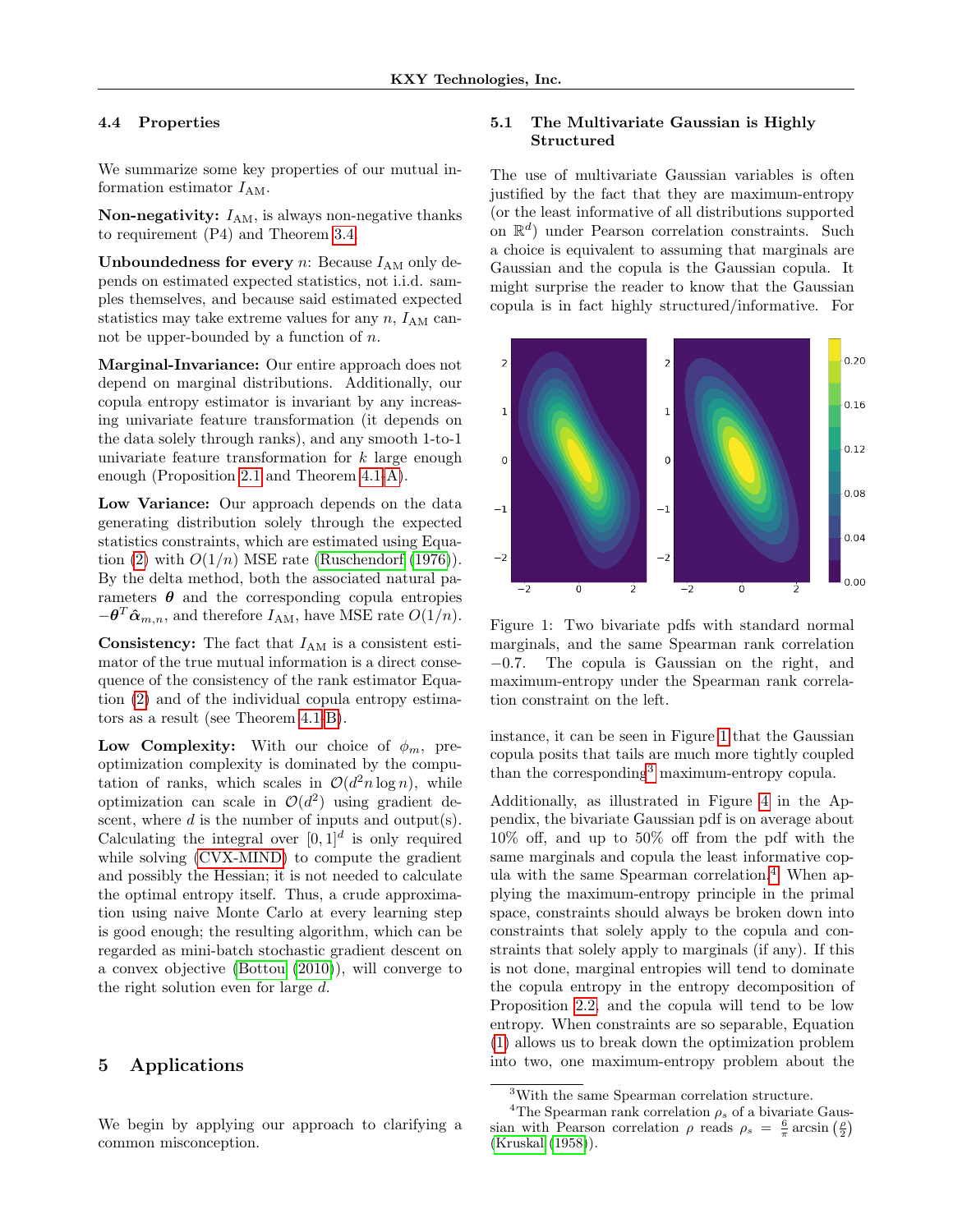### 4.4 Properties

We summarize some key properties of our mutual information estimator $I_{\text{AM}}$.

**Non-negativity:** $I_{\text{AM}}$, is always non-negative thanks to requirement (P4) and Theorem 3.4.

**Unboundedness for every** $n$: Because $I_{\text{AM}}$ only depends on estimated expected statistics, not i.i.d. samples themselves, and because said estimated expected statistics may take extreme values for any $n$, $I_{\text{AM}}$ cannot be upper-bounded by a function of $n$.

**Marginal-Invariance:** Our entire approach does not depend on marginal distributions. Additionally, our copula entropy estimator is invariant by any increasing univariate feature transformation (it depends on the data solely through ranks), and any smooth 1-to-1 univariate feature transformation for $k$ large enough enough (Proposition 2.1 and Theorem 4.1-A).

**Low Variance:** Our approach depends on the data generating distribution solely through the expected statistics constraints, which are estimated using Equation (2) with $O(1/n)$ MSE rate (Ruschendorf (1976)). By the delta method, both the associated natural parameters $\boldsymbol{\theta}$ and the corresponding copula entropies $-\boldsymbol{\theta}^T \hat{\boldsymbol{\alpha}}_{m,n}$, and therefore $I_{\text{AM}}$, have MSE rate $O(1/n)$.

**Consistency:** The fact that $I_{\text{AM}}$ is a consistent estimator of the true mutual information is a direct consequence of the consistency of the rank estimator Equation (2) and of the individual copula entropy estimators as a result (see Theorem 4.1-B).

**Low Complexity:** With our choice of $\phi_m$, pre-optimization complexity is dominated by the computation of ranks, which scales in $\mathcal{O}(d^2 n \log n)$, while optimization can scale in $\mathcal{O}(d^2)$ using gradient descent, where $d$ is the number of inputs and output(s). Calculating the integral over $[0,1]^d$ is only required while solving (CVX-MIND) to compute the gradient and possibly the Hessian; it is not needed to calculate the optimal entropy itself. Thus, a crude approximation using naive Monte Carlo at every learning step is good enough; the resulting algorithm, which can be regarded as mini-batch stochastic gradient descent on a convex objective (Bottou (2010)), will converge to the right solution even for large $d$.

## 5 Applications

We begin by applying our approach to clarifying a common misconception.

### 5.1 The Multivariate Gaussian is Highly Structured

The use of multivariate Gaussian variables is often justified by the fact that they are maximum-entropy (or the least informative of all distributions supported on $\mathbb{R}^d$) under Pearson correlation constraints. Such a choice is equivalent to assuming that marginals are Gaussian and the copula is the Gaussian copula. It might surprise the reader to know that the Gaussian copula is in fact highly structured/informative. For instance, it can be seen in Figure 1 that the Gaussian copula posits that tails are much more tightly coupled than the corresponding[3] maximum-entropy copula.

Figure 1: Two bivariate pdfs with standard normal marginals, and the same Spearman rank correlation $-0.7$. The copula is Gaussian on the right, and maximum-entropy under the Spearman rank correlation constraint on the left.

Additionally, as illustrated in Figure 4 in the Appendix, the bivariate Gaussian pdf is on average about 10% off, and up to 50% off from the pdf with the same marginals and copula the least informative copula with the same Spearman correlation.[4] When applying the maximum-entropy principle in the primal space, constraints should always be broken down into constraints that solely apply to the copula and constraints that solely apply to marginals (if any). If this is not done, marginal entropies will tend to dominate the copula entropy in the entropy decomposition of Proposition 2.2, and the copula will tend to be low entropy. When constraints are so separable, Equation (1) allows us to break down the optimization problem into two, one maximum-entropy problem about the

[3] With the same Spearman correlation structure.

[4] The Spearman rank correlation $\rho_s$ of a bivariate Gaussian with Pearson correlation $\rho$ reads $\rho_s = \frac{6}{\pi} \arcsin\left(\frac{\rho}{2}\right)$ (Kruskal (1958)).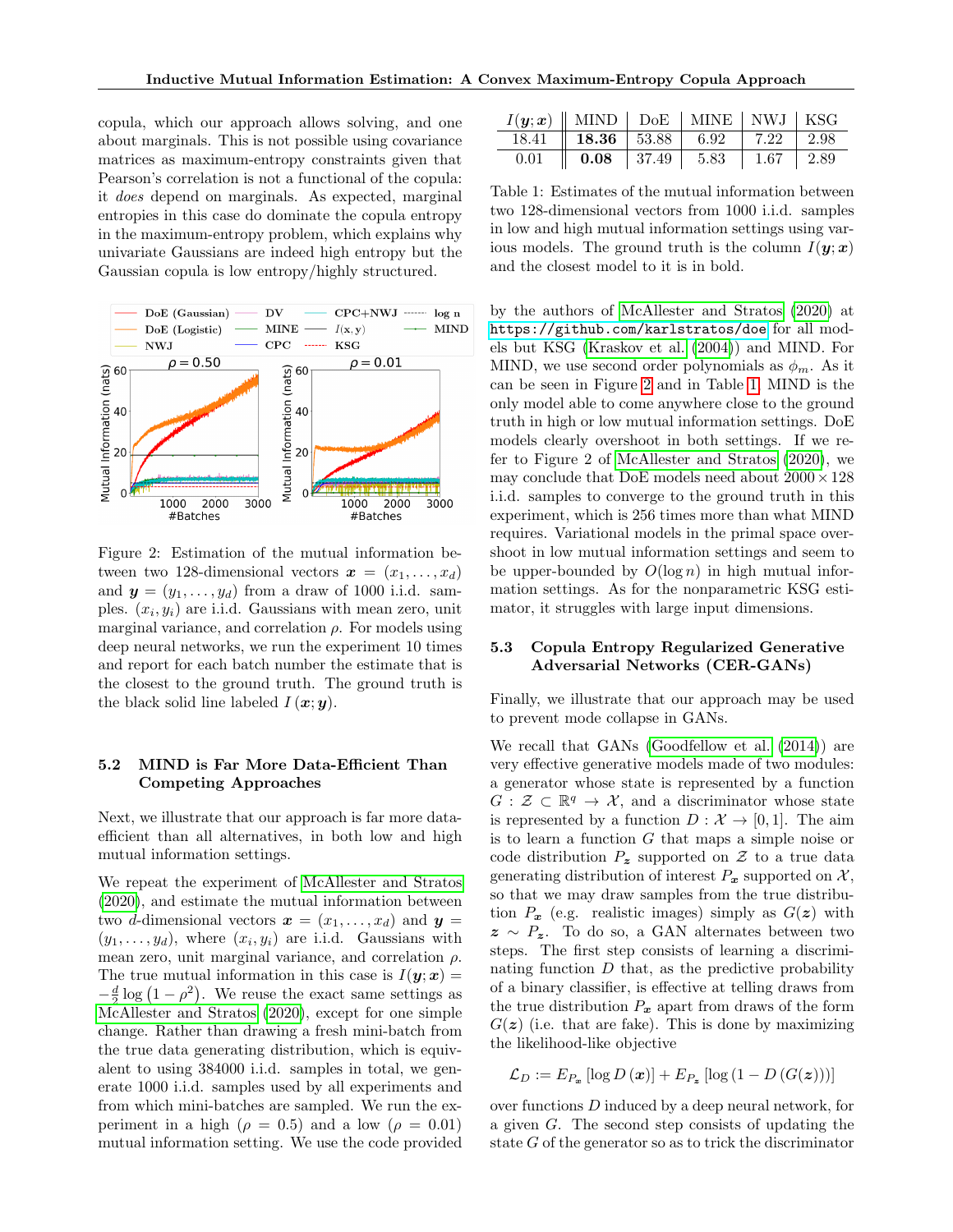copula, which our approach allows solving, and one about marginals. This is not possible using covariance matrices as maximum-entropy constraints given that Pearson's correlation is not a functional of the copula: it *does* depend on marginals. As expected, marginal entropies in this case do dominate the copula entropy in the maximum-entropy problem, which explains why univariate Gaussians are indeed high entropy but the Gaussian copula is low entropy/highly structured.

Figure 2: Estimation of the mutual information between two 128-dimensional vectors $\boldsymbol{x} = (x_1, \dots, x_d)$ and $\boldsymbol{y} = (y_1, \dots, y_d)$ from a draw of 1000 i.i.d. samples. $(x_i, y_i)$ are i.i.d. Gaussians with mean zero, unit marginal variance, and correlation $\rho$. For models using deep neural networks, we run the experiment 10 times and report for each batch number the estimate that is the closest to the ground truth. The ground truth is the black solid line labeled $I(\boldsymbol{x}; \boldsymbol{y})$.

### 5.2 MIND is Far More Data-Efficient Than Competing Approaches

Next, we illustrate that our approach is far more data-efficient than all alternatives, in both low and high mutual information settings.

We repeat the experiment of McAllester and Stratos (2020), and estimate the mutual information between two $d$-dimensional vectors $\boldsymbol{x} = (x_1, \dots, x_d)$ and $\boldsymbol{y} = (y_1, \dots, y_d)$, where $(x_i, y_i)$ are i.i.d. Gaussians with mean zero, unit marginal variance, and correlation $\rho$. The true mutual information in this case is $I(\boldsymbol{y}; \boldsymbol{x}) = -\frac{d}{2} \log\left(1 - \rho^2\right)$. We reuse the exact same settings as McAllester and Stratos (2020), except for one simple change. Rather than drawing a fresh mini-batch from the true data generating distribution, which is equivalent to using 384000 i.i.d. samples in total, we generate 1000 i.i.d. samples used by all experiments and from which mini-batches are sampled. We run the experiment in a high ($\rho = 0.5$) and a low ($\rho = 0.01$) mutual information setting. We use the code provided

| $I(\boldsymbol{y}; \boldsymbol{x})$ | MIND | DoE | MINE | NWJ | KSG |
|---|---|---|---|---|---|
| 18.41 | **18.36** | 53.88 | 6.92 | 7.22 | 2.98 |
| 0.01 | **0.08** | 37.49 | 5.83 | 1.67 | 2.89 |

Table 1: Estimates of the mutual information between two 128-dimensional vectors from 1000 i.i.d. samples in low and high mutual information settings using various models. The ground truth is the column $I(\boldsymbol{y}; \boldsymbol{x})$ and the closest model to it is in bold.

by the authors of McAllester and Stratos (2020) at https://github.com/karlstratos/doe for all models but KSG (Kraskov et al. (2004)) and MIND. For MIND, we use second order polynomials as $\phi_m$. As it can be seen in Figure 2 and in Table 1, MIND is the only model able to come anywhere close to the ground truth in high or low mutual information settings. DoE models clearly overshoot in both settings. If we refer to Figure 2 of McAllester and Stratos (2020), we may conclude that DoE models need about $2000 \times 128$ i.i.d. samples to converge to the ground truth in this experiment, which is 256 times more than what MIND requires. Variational models in the primal space overshoot in low mutual information settings and seem to be upper-bounded by $O(\log n)$ in high mutual information settings. As for the nonparametric KSG estimator, it struggles with large input dimensions.

### 5.3 Copula Entropy Regularized Generative Adversarial Networks (CER-GANs)

Finally, we illustrate that our approach may be used to prevent mode collapse in GANs.

We recall that GANs (Goodfellow et al. (2014)) are very effective generative models made of two modules: a generator whose state is represented by a function $G : \mathcal{Z} \subset \mathbb{R}^q \to \mathcal{X}$, and a discriminator whose state is represented by a function $D : \mathcal{X} \to [0, 1]$. The aim is to learn a function $G$ that maps a simple noise or code distribution $P_{\boldsymbol{z}}$ supported on $\mathcal{Z}$ to a true data generating distribution of interest $P_{\boldsymbol{x}}$ supported on $\mathcal{X}$, so that we may draw samples from the true distribution $P_{\boldsymbol{x}}$ (e.g. realistic images) simply as $G(\boldsymbol{z})$ with $\boldsymbol{z} \sim P_{\boldsymbol{z}}$. To do so, a GAN alternates between two steps. The first step consists of learning a discriminating function $D$ that, as the predictive probability of a binary classifier, is effective at telling draws from the true distribution $P_{\boldsymbol{x}}$ apart from draws of the form $G(\boldsymbol{z})$ (i.e. that are fake). This is done by maximizing the likelihood-like objective

$$\mathcal{L}_D := E_{P_{\boldsymbol{x}}}\left[\log D\left(\boldsymbol{x}\right)\right] + E_{P_{\boldsymbol{z}}}\left[\log\left(1 - D\left(G(\boldsymbol{z})\right)\right)\right]$$

over functions $D$ induced by a deep neural network, for a given $G$. The second step consists of updating the state $G$ of the generator so as to trick the discriminator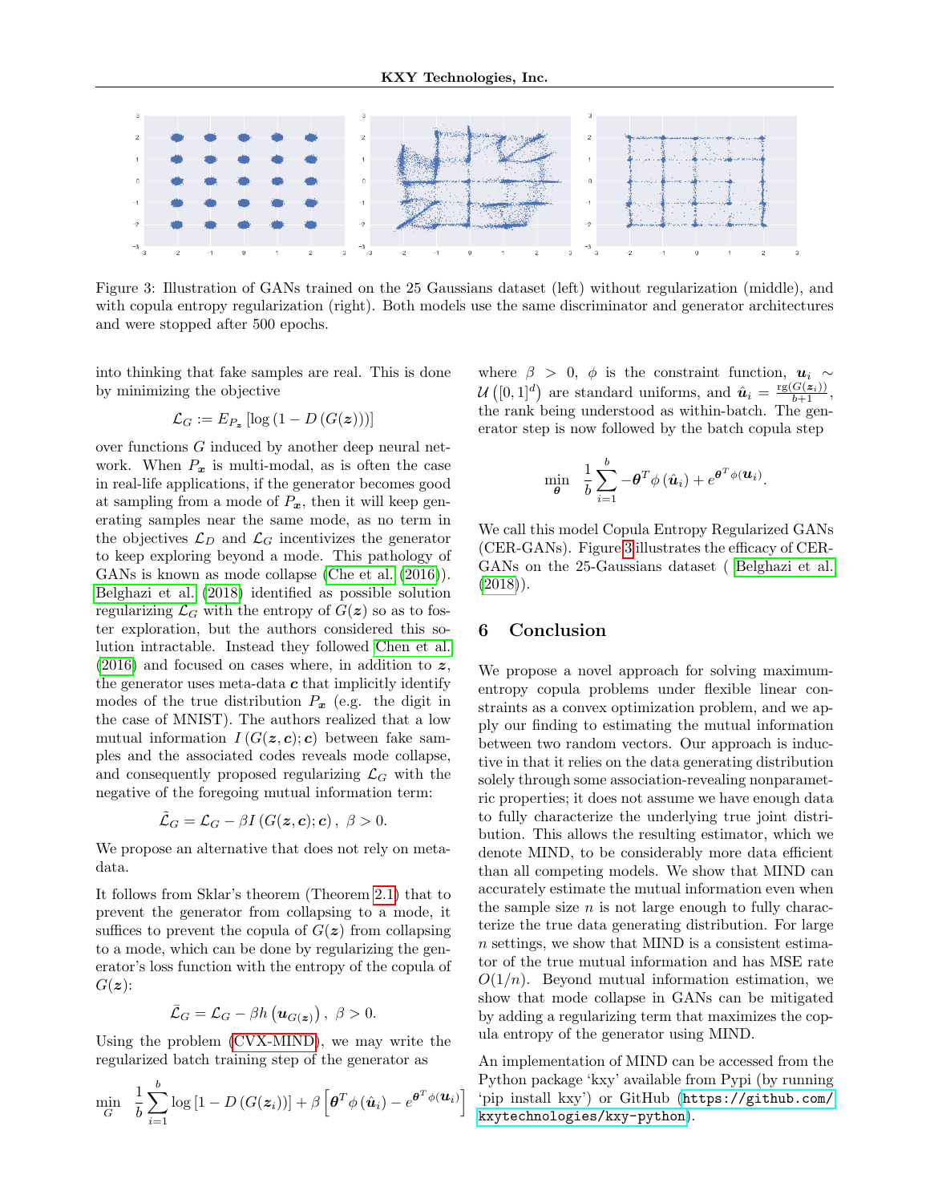Figure 3: Illustration of GANs trained on the 25 Gaussians dataset (left) without regularization (middle), and with copula entropy regularization (right). Both models use the same discriminator and generator architectures and were stopped after 500 epochs.

into thinking that fake samples are real. This is done by minimizing the objective

$$\mathcal{L}_G := E_{P_{\boldsymbol{z}}} \left[\log \left(1 - D\left(G(\boldsymbol{z})\right)\right)\right]$$

over functions $G$ induced by another deep neural network. When $P_{\boldsymbol{x}}$ is multi-modal, as is often the case in real-life applications, if the generator becomes good at sampling from a mode of $P_{\boldsymbol{x}}$, then it will keep generating samples near the same mode, as no term in the objectives $\mathcal{L}_D$ and $\mathcal{L}_G$ incentivizes the generator to keep exploring beyond a mode. This pathology of GANs is known as mode collapse (Che et al. (2016)). Belghazi et al. (2018) identified as possible solution regularizing $\mathcal{L}_G$ with the entropy of $G(\boldsymbol{z})$ so as to foster exploration, but the authors considered this solution intractable. Instead they followed Chen et al. (2016) and focused on cases where, in addition to $\boldsymbol{z}$, the generator uses meta-data $\boldsymbol{c}$ that implicitly identify modes of the true distribution $P_{\boldsymbol{x}}$ (e.g. the digit in the case of MNIST). The authors realized that a low mutual information $I\left(G(\boldsymbol{z}, \boldsymbol{c}); \boldsymbol{c}\right)$ between fake samples and the associated codes reveals mode collapse, and consequently proposed regularizing $\mathcal{L}_G$ with the negative of the foregoing mutual information term:

$$\tilde{\mathcal{L}}_G = \mathcal{L}_G - \beta I\left(G(\boldsymbol{z}, \boldsymbol{c}); \boldsymbol{c}\right), \ \beta > 0.$$

We propose an alternative that does not rely on meta-data.

It follows from Sklar's theorem (Theorem 2.1) that to prevent the generator from collapsing to a mode, it suffices to prevent the copula of $G(\boldsymbol{z})$ from collapsing to a mode, which can be done by regularizing the generator's loss function with the entropy of the copula of $G(\boldsymbol{z})$:

$$\bar{\mathcal{L}}_G = \mathcal{L}_G - \beta h\left(\boldsymbol{u}_{G(\boldsymbol{z})}\right), \ \beta > 0.$$

Using the problem (CVX-MIND), we may write the regularized batch training step of the generator as

$$\min_{G} \ \frac{1}{b} \sum_{i=1}^{b} \log\left[1 - D\left(G(\boldsymbol{z}_i)\right)\right] + \beta \left[\boldsymbol{\theta}^T \phi\left(\hat{\boldsymbol{u}}_i\right) - e^{\boldsymbol{\theta}^T \phi(\boldsymbol{u}_i)}\right]$$

where $\beta > 0$, $\phi$ is the constraint function, $\boldsymbol{u}_i \sim \mathcal{U}\left([0,1]^d\right)$ are standard uniforms, and $\hat{\boldsymbol{u}}_i = \frac{\text{rg}(G(\boldsymbol{z}_i))}{b+1}$, the rank being understood as within-batch. The generator step is now followed by the batch copula step

$$\min_{\boldsymbol{\theta}} \ \frac{1}{b} \sum_{i=1}^{b} -\boldsymbol{\theta}^T \phi\left(\hat{\boldsymbol{u}}_i\right) + e^{\boldsymbol{\theta}^T \phi(\boldsymbol{u}_i)}.$$

We call this model Copula Entropy Regularized GANs (CER-GANs). Figure 3 illustrates the efficacy of CER-GANs on the 25-Gaussians dataset ( Belghazi et al. (2018)).

## 6 Conclusion

We propose a novel approach for solving maximum-entropy copula problems under flexible linear constraints as a convex optimization problem, and we apply our finding to estimating the mutual information between two random vectors. Our approach is inductive in that it relies on the data generating distribution solely through some association-revealing nonparametric properties; it does not assume we have enough data to fully characterize the underlying true joint distribution. This allows the resulting estimator, which we denote MIND, to be considerably more data efficient than all competing models. We show that MIND can accurately estimate the mutual information even when the sample size $n$ is not large enough to fully characterize the true data generating distribution. For large $n$ settings, we show that MIND is a consistent estimator of the true mutual information and has MSE rate $O(1/n)$. Beyond mutual information estimation, we show that mode collapse in GANs can be mitigated by adding a regularizing term that maximizes the copula entropy of the generator using MIND.

An implementation of MIND can be accessed from the Python package 'kxy' available from Pypi (by running 'pip install kxy') or GitHub (https://github.com/kxytechnologies/kxy-python).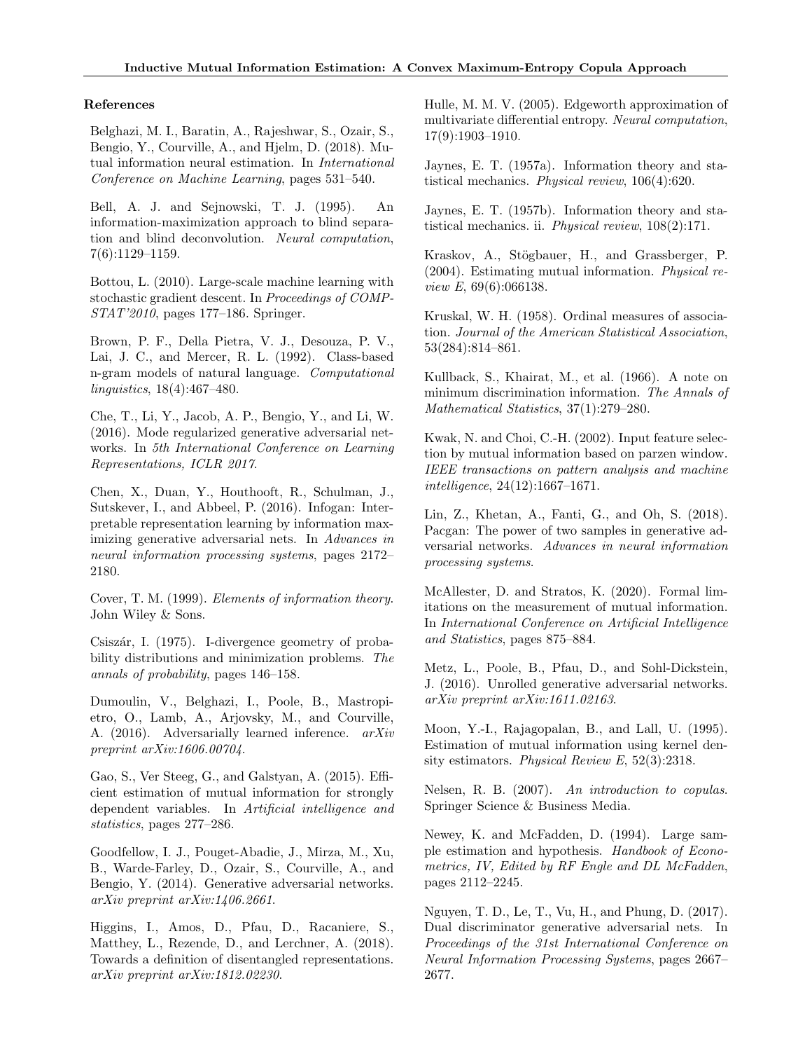## References

Belghazi, M. I., Baratin, A., Rajeshwar, S., Ozair, S., Bengio, Y., Courville, A., and Hjelm, D. (2018). Mutual information neural estimation. In *International Conference on Machine Learning*, pages 531–540.

Bell, A. J. and Sejnowski, T. J. (1995). An information-maximization approach to blind separation and blind deconvolution. *Neural computation*, 7(6):1129–1159.

Bottou, L. (2010). Large-scale machine learning with stochastic gradient descent. In *Proceedings of COMPSTAT'2010*, pages 177–186. Springer.

Brown, P. F., Della Pietra, V. J., Desouza, P. V., Lai, J. C., and Mercer, R. L. (1992). Class-based n-gram models of natural language. *Computational linguistics*, 18(4):467–480.

Che, T., Li, Y., Jacob, A. P., Bengio, Y., and Li, W. (2016). Mode regularized generative adversarial networks. In *5th International Conference on Learning Representations, ICLR 2017*.

Chen, X., Duan, Y., Houthooft, R., Schulman, J., Sutskever, I., and Abbeel, P. (2016). Infogan: Interpretable representation learning by information maximizing generative adversarial nets. In *Advances in neural information processing systems*, pages 2172–2180.

Cover, T. M. (1999). *Elements of information theory*. John Wiley & Sons.

Csiszár, I. (1975). I-divergence geometry of probability distributions and minimization problems. *The annals of probability*, pages 146–158.

Dumoulin, V., Belghazi, I., Poole, B., Mastropietro, O., Lamb, A., Arjovsky, M., and Courville, A. (2016). Adversarially learned inference. *arXiv preprint arXiv:1606.00704*.

Gao, S., Ver Steeg, G., and Galstyan, A. (2015). Efficient estimation of mutual information for strongly dependent variables. In *Artificial intelligence and statistics*, pages 277–286.

Goodfellow, I. J., Pouget-Abadie, J., Mirza, M., Xu, B., Warde-Farley, D., Ozair, S., Courville, A., and Bengio, Y. (2014). Generative adversarial networks. *arXiv preprint arXiv:1406.2661*.

Higgins, I., Amos, D., Pfau, D., Racaniere, S., Matthey, L., Rezende, D., and Lerchner, A. (2018). Towards a definition of disentangled representations. *arXiv preprint arXiv:1812.02230*.

Hulle, M. M. V. (2005). Edgeworth approximation of multivariate differential entropy. *Neural computation*, 17(9):1903–1910.

Jaynes, E. T. (1957a). Information theory and statistical mechanics. *Physical review*, 106(4):620.

Jaynes, E. T. (1957b). Information theory and statistical mechanics. ii. *Physical review*, 108(2):171.

Kraskov, A., Stögbauer, H., and Grassberger, P. (2004). Estimating mutual information. *Physical review E*, 69(6):066138.

Kruskal, W. H. (1958). Ordinal measures of association. *Journal of the American Statistical Association*, 53(284):814–861.

Kullback, S., Khairat, M., et al. (1966). A note on minimum discrimination information. *The Annals of Mathematical Statistics*, 37(1):279–280.

Kwak, N. and Choi, C.-H. (2002). Input feature selection by mutual information based on parzen window. *IEEE transactions on pattern analysis and machine intelligence*, 24(12):1667–1671.

Lin, Z., Khetan, A., Fanti, G., and Oh, S. (2018). Pacgan: The power of two samples in generative adversarial networks. *Advances in neural information processing systems*.

McAllester, D. and Stratos, K. (2020). Formal limitations on the measurement of mutual information. In *International Conference on Artificial Intelligence and Statistics*, pages 875–884.

Metz, L., Poole, B., Pfau, D., and Sohl-Dickstein, J. (2016). Unrolled generative adversarial networks. *arXiv preprint arXiv:1611.02163*.

Moon, Y.-I., Rajagopalan, B., and Lall, U. (1995). Estimation of mutual information using kernel density estimators. *Physical Review E*, 52(3):2318.

Nelsen, R. B. (2007). *An introduction to copulas*. Springer Science & Business Media.

Newey, K. and McFadden, D. (1994). Large sample estimation and hypothesis. *Handbook of Econometrics, IV, Edited by RF Engle and DL McFadden*, pages 2112–2245.

Nguyen, T. D., Le, T., Vu, H., and Phung, D. (2017). Dual discriminator generative adversarial nets. In *Proceedings of the 31st International Conference on Neural Information Processing Systems*, pages 2667–2677.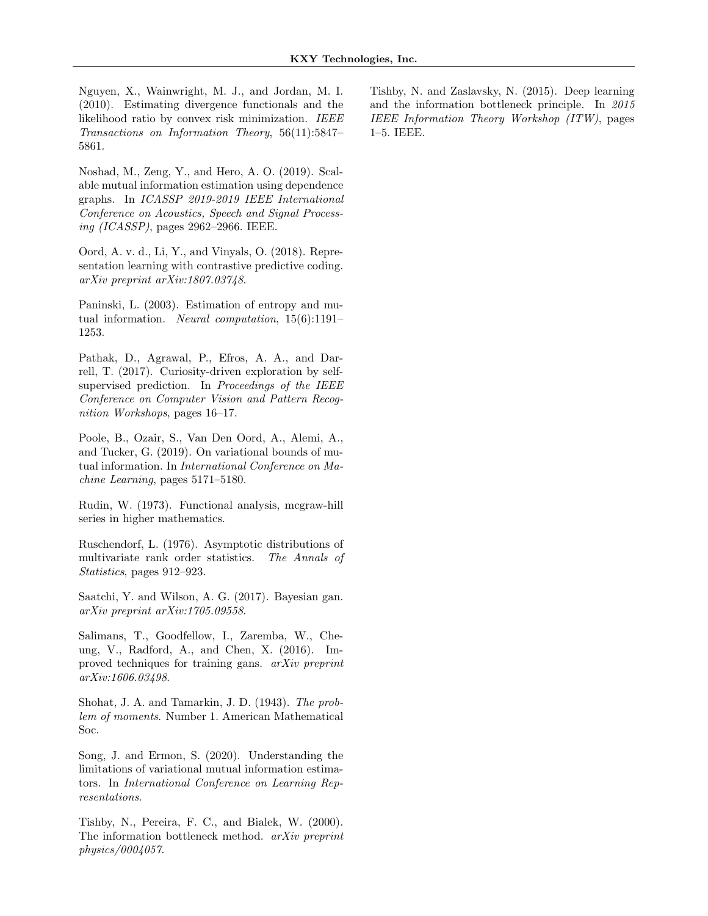Nguyen, X., Wainwright, M. J., and Jordan, M. I. (2010). Estimating divergence functionals and the likelihood ratio by convex risk minimization. *IEEE Transactions on Information Theory*, 56(11):5847–5861.

Noshad, M., Zeng, Y., and Hero, A. O. (2019). Scalable mutual information estimation using dependence graphs. In *ICASSP 2019-2019 IEEE International Conference on Acoustics, Speech and Signal Processing (ICASSP)*, pages 2962–2966. IEEE.

Oord, A. v. d., Li, Y., and Vinyals, O. (2018). Representation learning with contrastive predictive coding. *arXiv preprint arXiv:1807.03748*.

Paninski, L. (2003). Estimation of entropy and mutual information. *Neural computation*, 15(6):1191–1253.

Pathak, D., Agrawal, P., Efros, A. A., and Darrell, T. (2017). Curiosity-driven exploration by self-supervised prediction. In *Proceedings of the IEEE Conference on Computer Vision and Pattern Recognition Workshops*, pages 16–17.

Poole, B., Ozair, S., Van Den Oord, A., Alemi, A., and Tucker, G. (2019). On variational bounds of mutual information. In *International Conference on Machine Learning*, pages 5171–5180.

Rudin, W. (1973). Functional analysis, mcgraw-hill series in higher mathematics.

Ruschendorf, L. (1976). Asymptotic distributions of multivariate rank order statistics. *The Annals of Statistics*, pages 912–923.

Saatchi, Y. and Wilson, A. G. (2017). Bayesian gan. *arXiv preprint arXiv:1705.09558*.

Salimans, T., Goodfellow, I., Zaremba, W., Cheung, V., Radford, A., and Chen, X. (2016). Improved techniques for training gans. *arXiv preprint arXiv:1606.03498*.

Shohat, J. A. and Tamarkin, J. D. (1943). *The problem of moments*. Number 1. American Mathematical Soc.

Song, J. and Ermon, S. (2020). Understanding the limitations of variational mutual information estimators. In *International Conference on Learning Representations*.

Tishby, N., Pereira, F. C., and Bialek, W. (2000). The information bottleneck method. *arXiv preprint physics/0004057*.

Tishby, N. and Zaslavsky, N. (2015). Deep learning and the information bottleneck principle. In *2015 IEEE Information Theory Workshop (ITW)*, pages 1–5. IEEE.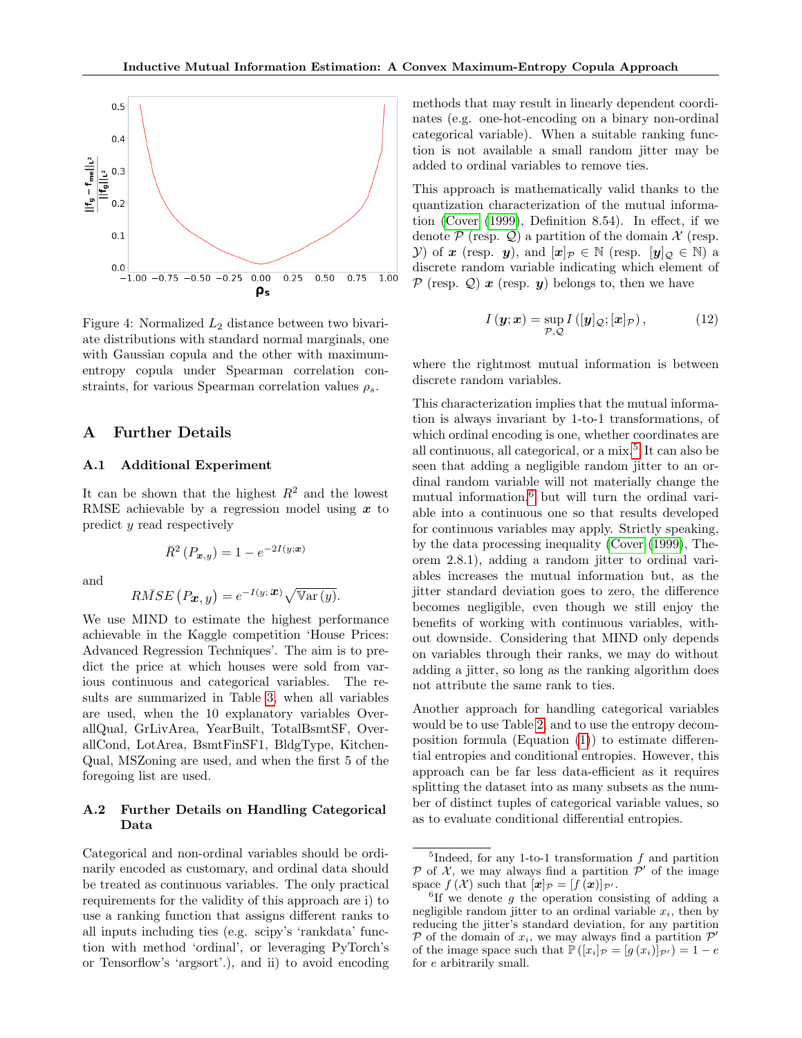Figure 4: Normalized $L_2$ distance between two bivariate distributions with standard normal marginals, one with Gaussian copula and the other with maximum-entropy copula under Spearman correlation constraints, for various Spearman correlation values $\rho_s$.

## A Further Details

### A.1 Additional Experiment

It can be shown that the highest $R^2$ and the lowest RMSE achievable by a regression model using $\boldsymbol{x}$ to predict $y$ read respectively

$$\bar{R}^2 \left(P_{\boldsymbol{x},y}\right) = 1 - e^{-2I(y;\boldsymbol{x})}$$

and

$$R\bar{M}SE \left(P_{\boldsymbol{x}}, y\right) = e^{-I(y;\boldsymbol{x})} \sqrt{\mathbb{V}\text{ar}\left(y\right)}.$$

We use MIND to estimate the highest performance achievable in the Kaggle competition 'House Prices: Advanced Regression Techniques'. The aim is to predict the price at which houses were sold from various continuous and categorical variables. The results are summarized in Table 3, when all variables are used, when the 10 explanatory variables OverallQual, GrLivArea, YearBuilt, TotalBsmtSF, OverallCond, LotArea, BsmtFinSF1, BldgType, KitchenQual, MSZoning are used, and when the first 5 of the foregoing list are used.

### A.2 Further Details on Handling Categorical Data

Categorical and non-ordinal variables should be ordinarily encoded as customary, and ordinal data should be treated as continuous variables. The only practical requirements for the validity of this approach are i) to use a ranking function that assigns different ranks to all inputs including ties (e.g. scipy's 'rankdata' function with method 'ordinal', or leveraging PyTorch's or Tensorflow's 'argsort'.), and ii) to avoid encoding methods that may result in linearly dependent coordinates (e.g. one-hot-encoding on a binary non-ordinal categorical variable). When a suitable ranking function is not available a small random jitter may be added to ordinal variables to remove ties.

This approach is mathematically valid thanks to the quantization characterization of the mutual information (Cover (1999), Definition 8.54). In effect, if we denote $\mathcal{P}$ (resp. $\mathcal{Q}$) a partition of the domain $\mathcal{X}$ (resp. $\mathcal{Y}$) of $\boldsymbol{x}$ (resp. $\boldsymbol{y}$), and $[\boldsymbol{x}]_{\mathcal{P}} \in \mathbb{N}$ (resp. $[\boldsymbol{y}]_{\mathcal{Q}} \in \mathbb{N}$) a discrete random variable indicating which element of $\mathcal{P}$ (resp. $\mathcal{Q}$) $\boldsymbol{x}$ (resp. $\boldsymbol{y}$) belongs to, then we have

$$I\left(\boldsymbol{y}; \boldsymbol{x}\right) = \sup_{\mathcal{P}, \mathcal{Q}} I\left([\boldsymbol{y}]_{\mathcal{Q}}; [\boldsymbol{x}]_{\mathcal{P}}\right), \tag{12}$$

where the rightmost mutual information is between discrete random variables.

This characterization implies that the mutual information is always invariant by 1-to-1 transformations, of which ordinal encoding is one, whether coordinates are all continuous, all categorical, or a mix.[5] It can also be seen that adding a negligible random jitter to an ordinal random variable will not materially change the mutual information,[6] but will turn the ordinal variable into a continuous one so that results developed for continuous variables may apply. Strictly speaking, by the data processing inequality (Cover (1999), Theorem 2.8.1), adding a random jitter to ordinal variables increases the mutual information but, as the jitter standard deviation goes to zero, the difference becomes negligible, even though we still enjoy the benefits of working with continuous variables, without downside. Considering that MIND only depends on variables through their ranks, we may do without adding a jitter, so long as the ranking algorithm does not attribute the same rank to ties.

Another approach for handling categorical variables would be to use Table 2, and to use the entropy decomposition formula (Equation (1)) to estimate differential entropies and conditional entropies. However, this approach can be far less data-efficient as it requires splitting the dataset into as many subsets as the number of distinct tuples of categorical variable values, so as to evaluate conditional differential entropies.

[5] Indeed, for any 1-to-1 transformation $f$ and partition $\mathcal{P}$ of $\mathcal{X}$, we may always find a partition $\mathcal{P}'$ of the image space $f\left(\mathcal{X}\right)$ such that $[\boldsymbol{x}]_{\mathcal{P}} = [f\left(\boldsymbol{x}\right)]_{\mathcal{P}'}$.

[6] If we denote $g$ the operation consisting of adding a negligible random jitter to an ordinal variable $x_i$, then by reducing the jitter's standard deviation, for any partition $\mathcal{P}$ of the domain of $x_i$, we may always find a partition $\mathcal{P}'$ of the image space such that $\mathbb{P}\left([x_i]_{\mathcal{P}} = [g\left(x_i\right)]_{\mathcal{P}'}\right) = 1 - e$ for $e$ arbitrarily small.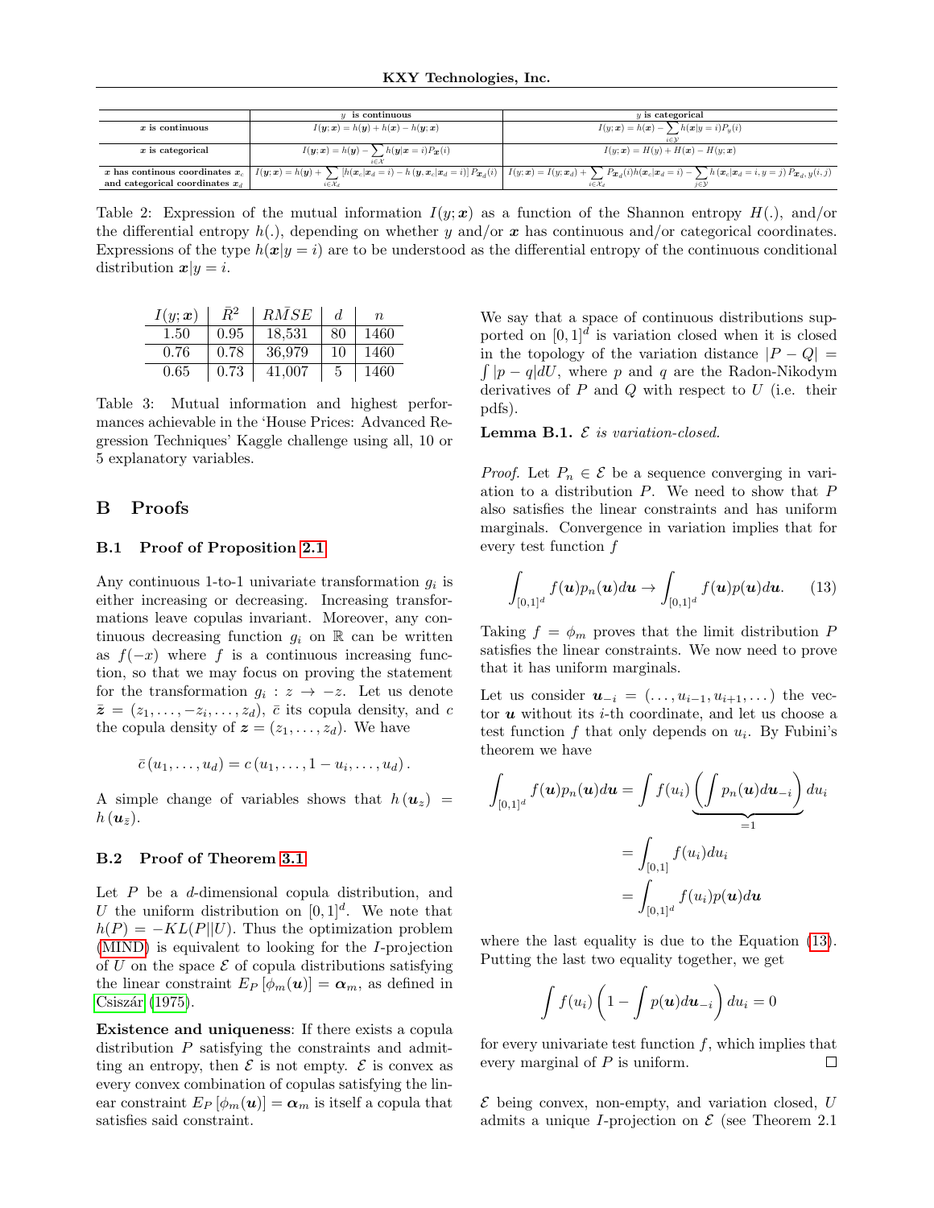| | $y$ is continuous | $y$ is categorical |
|---|---|---|
| $\boldsymbol{x}$ is continuous | $I(\boldsymbol{y};\boldsymbol{x}) = h(\boldsymbol{y}) + h(\boldsymbol{x}) - h(\boldsymbol{y};\boldsymbol{x})$ | $I(y;\boldsymbol{x}) = h(\boldsymbol{x}) - \sum_{i \in \mathcal{Y}} h(\boldsymbol{x}\vert y=i) P_y(i)$ |
| $\boldsymbol{x}$ is categorical | $I(\boldsymbol{y};\boldsymbol{x}) = h(\boldsymbol{y}) - \sum_{i \in \mathcal{X}} h(\boldsymbol{y}\vert \boldsymbol{x}=i) P_{\boldsymbol{x}}(i)$ | $I(y;\boldsymbol{x}) = H(y) + H(\boldsymbol{x}) - H(y;\boldsymbol{x})$ |
| $\boldsymbol{x}$ has continous coordinates $\boldsymbol{x}_c$ and categorical coordinates $\boldsymbol{x}_d$ | $I(\boldsymbol{y};\boldsymbol{x}) = h(\boldsymbol{y}) + \sum_{i \in \mathcal{X}_d} \left[h(\boldsymbol{x}_c\vert \boldsymbol{x}_d=i) - h(\boldsymbol{y}, \boldsymbol{x}_c\vert \boldsymbol{x}_d=i)\right] P_{\boldsymbol{x}_d}(i)$ | $I(y;\boldsymbol{x}) = I(y;\boldsymbol{x}_d) + \sum_{i \in \mathcal{X}_d} P_{\boldsymbol{x}_d}(i) h(\boldsymbol{x}_c\vert \boldsymbol{x}_d=i) - \sum_{j \in \mathcal{Y}} h(\boldsymbol{x}_c\vert \boldsymbol{x}_d=i, y=j) P_{\boldsymbol{x}_d, y}(i,j)$ |

Table 2: Expression of the mutual information $I(y;\boldsymbol{x})$ as a function of the Shannon entropy $H(.)$, and/or the differential entropy $h(.)$, depending on whether $y$ and/or $\boldsymbol{x}$ has continuous and/or categorical coordinates. Expressions of the type $h(\boldsymbol{x}|y=i)$ are to be understood as the differential entropy of the continuous conditional distribution $\boldsymbol{x}|y=i$.

| $I(y;\boldsymbol{x})$ | $\bar{R}^2$ | $R\bar{M}SE$ | $d$ | $n$ |
|---|---|---|---|---|
| 1.50 | 0.95 | 18,531 | 80 | 1460 |
| 0.76 | 0.78 | 36,979 | 10 | 1460 |
| 0.65 | 0.73 | 41,007 | 5 | 1460 |

Table 3: Mutual information and highest performances achievable in the 'House Prices: Advanced Regression Techniques' Kaggle challenge using all, 10 or 5 explanatory variables.

## B Proofs

### B.1 Proof of Proposition 2.1

Any continuous 1-to-1 univariate transformation $g_i$ is either increasing or decreasing. Increasing transformations leave copulas invariant. Moreover, any continuous decreasing function $g_i$ on $\mathbb{R}$ can be written as $f(-x)$ where $f$ is a continuous increasing function, so that we may focus on proving the statement for the transformation $g_i : z \to -z$. Let us denote $\bar{\boldsymbol{z}} = (z_1, \dots, -z_i, \dots, z_d)$, $\bar{c}$ its copula density, and $c$ the copula density of $\boldsymbol{z} = (z_1, \dots, z_d)$. We have

$$\bar{c}(u_1, \dots, u_d) = c(u_1, \dots, 1-u_i, \dots, u_d).$$

A simple change of variables shows that $h(\boldsymbol{u}_z) = h(\boldsymbol{u}_{\bar{z}})$.

### B.2 Proof of Theorem 3.1

Let $P$ be a $d$-dimensional copula distribution, and $U$ the uniform distribution on $[0,1]^d$. We note that $h(P) = -KL(P||U)$. Thus the optimization problem (MIND) is equivalent to looking for the $I$-projection of $U$ on the space $\mathcal{E}$ of copula distributions satisfying the linear constraint $E_P[\phi_m(\boldsymbol{u})] = \boldsymbol{\alpha}_m$, as defined in Csiszár (1975).

**Existence and uniqueness**: If there exists a copula distribution $P$ satisfying the constraints and admitting an entropy, then $\mathcal{E}$ is not empty. $\mathcal{E}$ is convex as every convex combination of copulas satisfying the linear constraint $E_P[\phi_m(\boldsymbol{u})] = \boldsymbol{\alpha}_m$ is itself a copula that satisfies said constraint.

We say that a space of continuous distributions supported on $[0,1]^d$ is variation closed when it is closed in the topology of the variation distance $|P-Q| = \int |p-q| dU$, where $p$ and $q$ are the Radon-Nikodym derivatives of $P$ and $Q$ with respect to $U$ (i.e. their pdfs).

**Lemma B.1.** *$\mathcal{E}$ is variation-closed.*

*Proof.* Let $P_n \in \mathcal{E}$ be a sequence converging in variation to a distribution $P$. We need to show that $P$ also satisfies the linear constraints and has uniform marginals. Convergence in variation implies that for every test function $f$

$$\int_{[0,1]^d} f(\boldsymbol{u}) p_n(\boldsymbol{u}) d\boldsymbol{u} \to \int_{[0,1]^d} f(\boldsymbol{u}) p(\boldsymbol{u}) d\boldsymbol{u}. \tag{13}$$

Taking $f = \phi_m$ proves that the limit distribution $P$ satisfies the linear constraints. We now need to prove that it has uniform marginals.

Let us consider $\boldsymbol{u}_{-i} = (\dots, u_{i-1}, u_{i+1}, \dots)$ the vector $\boldsymbol{u}$ without its $i$-th coordinate, and let us choose a test function $f$ that only depends on $u_i$. By Fubini's theorem we have

$$\begin{aligned}
\int_{[0,1]^d} f(\boldsymbol{u}) p_n(\boldsymbol{u}) d\boldsymbol{u} &= \int f(u_i) \underbrace{\left( \int p_n(\boldsymbol{u}) d\boldsymbol{u}_{-i} \right)}_{=1} du_i \\
&= \int_{[0,1]} f(u_i) du_i \\
&= \int_{[0,1]^d} f(u_i) p(\boldsymbol{u}) d\boldsymbol{u}
\end{aligned}$$

where the last equality is due to the Equation (13). Putting the last two equality together, we get

$$\int f(u_i) \left( 1 - \int p(\boldsymbol{u}) d\boldsymbol{u}_{-i} \right) du_i = 0$$

for every univariate test function $f$, which implies that every marginal of $P$ is uniform. $\square$

$\mathcal{E}$ being convex, non-empty, and variation closed, $U$ admits a unique $I$-projection on $\mathcal{E}$ (see Theorem 2.1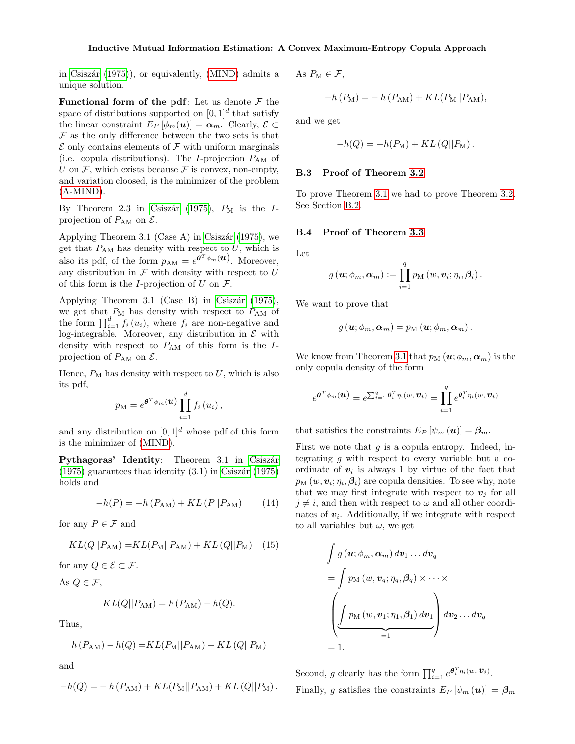in Csiszár (1975)), or equivalently, (MIND) admits a unique solution.

**Functional form of the pdf**: Let us denote $\mathcal{F}$ the space of distributions supported on $[0,1]^d$ that satisfy the linear constraint $E_P[\phi_m(\boldsymbol{u})] = \boldsymbol{\alpha}_m$. Clearly, $\mathcal{E} \subset \mathcal{F}$ as the only difference between the two sets is that $\mathcal{E}$ only contains elements of $\mathcal{F}$ with uniform marginals (i.e. copula distributions). The $I$-projection $P_{\text{AM}}$ of $U$ on $\mathcal{F}$, which exists because $\mathcal{F}$ is convex, non-empty, and variation cloosed, is the minimizer of the problem (A-MIND).

By Theorem 2.3 in Csiszár (1975), $P_{\text{M}}$ is the $I$-projection of $P_{\text{AM}}$ on $\mathcal{E}$.

Applying Theorem 3.1 (Case A) in Csiszár (1975), we get that $P_{\text{AM}}$ has density with respect to $U$, which is also its pdf, of the form $p_{\text{AM}} = e^{\boldsymbol{\theta}^T \phi_m(\boldsymbol{u})}$. Moreover, any distribution in $\mathcal{F}$ with density with respect to $U$ of this form is the $I$-projection of $U$ on $\mathcal{F}$.

Applying Theorem 3.1 (Case B) in Csiszár (1975), we get that $P_{\text{M}}$ has density with respect to $P_{\text{AM}}$ of the form $\prod_{i=1}^d f_i(u_i)$, where $f_i$ are non-negative and log-integrable. Moreover, any distribution in $\mathcal{E}$ with density with respect to $P_{\text{AM}}$ of this form is the $I$-projection of $P_{\text{AM}}$ on $\mathcal{E}$.

Hence, $P_{\text{M}}$ has density with respect to $U$, which is also its pdf,

$$p_{\text{M}} = e^{\boldsymbol{\theta}^T \phi_m(\boldsymbol{u})} \prod_{i=1}^{d} f_i(u_i),$$

and any distribution on $[0,1]^d$ whose pdf of this form is the minimizer of (MIND).

**Pythagoras' Identity**: Theorem 3.1 in Csiszár (1975) guarantees that identity (3.1) in Csiszár (1975) holds and

$$-h(P) = -h(P_{\text{AM}}) + KL(P||P_{\text{AM}}) \tag{14}$$

for any $P \in \mathcal{F}$ and

$$KL(Q||P_{\text{AM}}) = KL(P_{\text{M}}||P_{\text{AM}}) + KL(Q||P_{\text{M}}) \tag{15}$$

for any $Q \in \mathcal{E} \subset \mathcal{F}$.

As $Q \in \mathcal{F}$,

$$KL(Q||P_{\text{AM}}) = h(P_{\text{AM}}) - h(Q).$$

Thus,

$$h(P_{\text{AM}}) - h(Q) = KL(P_{\text{M}}||P_{\text{AM}}) + KL(Q||P_{\text{M}})$$

and

$$-h(Q) = -h(P_{\text{AM}}) + KL(P_{\text{M}}||P_{\text{AM}}) + KL(Q||P_{\text{M}}).$$

As $P_{\text{M}} \in \mathcal{F}$,

$$-h(P_{\text{M}}) = -h(P_{\text{AM}}) + KL(P_{\text{M}}||P_{\text{AM}}),$$

and we get

$$-h(Q) = -h(P_{\text{M}}) + KL(Q||P_{\text{M}}).$$

### B.3 Proof of Theorem 3.2

To prove Theorem 3.1 we had to prove Theorem 3.2. See Section B.2.

### B.4 Proof of Theorem 3.3

Let

$$g(\boldsymbol{u}; \phi_m, \boldsymbol{\alpha}_m) := \prod_{i=1}^{q} p_{\text{M}}(w, \boldsymbol{v}_i; \eta_i, \boldsymbol{\beta}_i).$$

We want to prove that

$$g(\boldsymbol{u}; \phi_m, \boldsymbol{\alpha}_m) = p_{\text{M}}(\boldsymbol{u}; \phi_m, \boldsymbol{\alpha}_m).$$

We know from Theorem 3.1 that $p_{\text{M}}(\boldsymbol{u}; \phi_m, \boldsymbol{\alpha}_m)$ is the only copula density of the form

$$e^{\boldsymbol{\theta}^T \phi_m(\boldsymbol{u})} = e^{\sum_{i=1}^{q} \boldsymbol{\theta}_i^T \eta_i(w, \boldsymbol{v}_i)} = \prod_{i=1}^{q} e^{\boldsymbol{\theta}_i^T \eta_i(w, \boldsymbol{v}_i)}$$

that satisfies the constraints $E_P[\psi_m(\boldsymbol{u})] = \boldsymbol{\beta}_m$.

First we note that $g$ is a copula entropy. Indeed, integrating $g$ with respect to every variable but a coordinate of $\boldsymbol{v}_i$ is always 1 by virtue of the fact that $p_{\text{M}}(w, \boldsymbol{v}_i; \eta_i, \boldsymbol{\beta}_i)$ are copula densities. To see why, note that we may first integrate with respect to $\boldsymbol{v}_j$ for all $j \neq i$, and then with respect to $\omega$ and all other coordinates of $\boldsymbol{v}_i$. Additionally, if we integrate with respect to all variables but $\omega$, we get

$$\begin{aligned}
&\int g(\boldsymbol{u}; \phi_m, \boldsymbol{\alpha}_m) \, d\boldsymbol{v}_1 \dots d\boldsymbol{v}_q \\
&= \int p_{\text{M}}(w, \boldsymbol{v}_q; \eta_q, \boldsymbol{\beta}_q) \times \dots \times \\
&\left( \underbrace{\int p_{\text{M}}(w, \boldsymbol{v}_1; \eta_1, \boldsymbol{\beta}_1) \, d\boldsymbol{v}_1}_{=1} \right) d\boldsymbol{v}_2 \dots d\boldsymbol{v}_q \\
&= 1.
\end{aligned}$$

Second, $g$ clearly has the form $\prod_{i=1}^{q} e^{\boldsymbol{\theta}_i^T \eta_i(w, \boldsymbol{v}_i)}$.

Finally, $g$ satisfies the constraints $E_P[\psi_m(\boldsymbol{u})] = \boldsymbol{\beta}_m$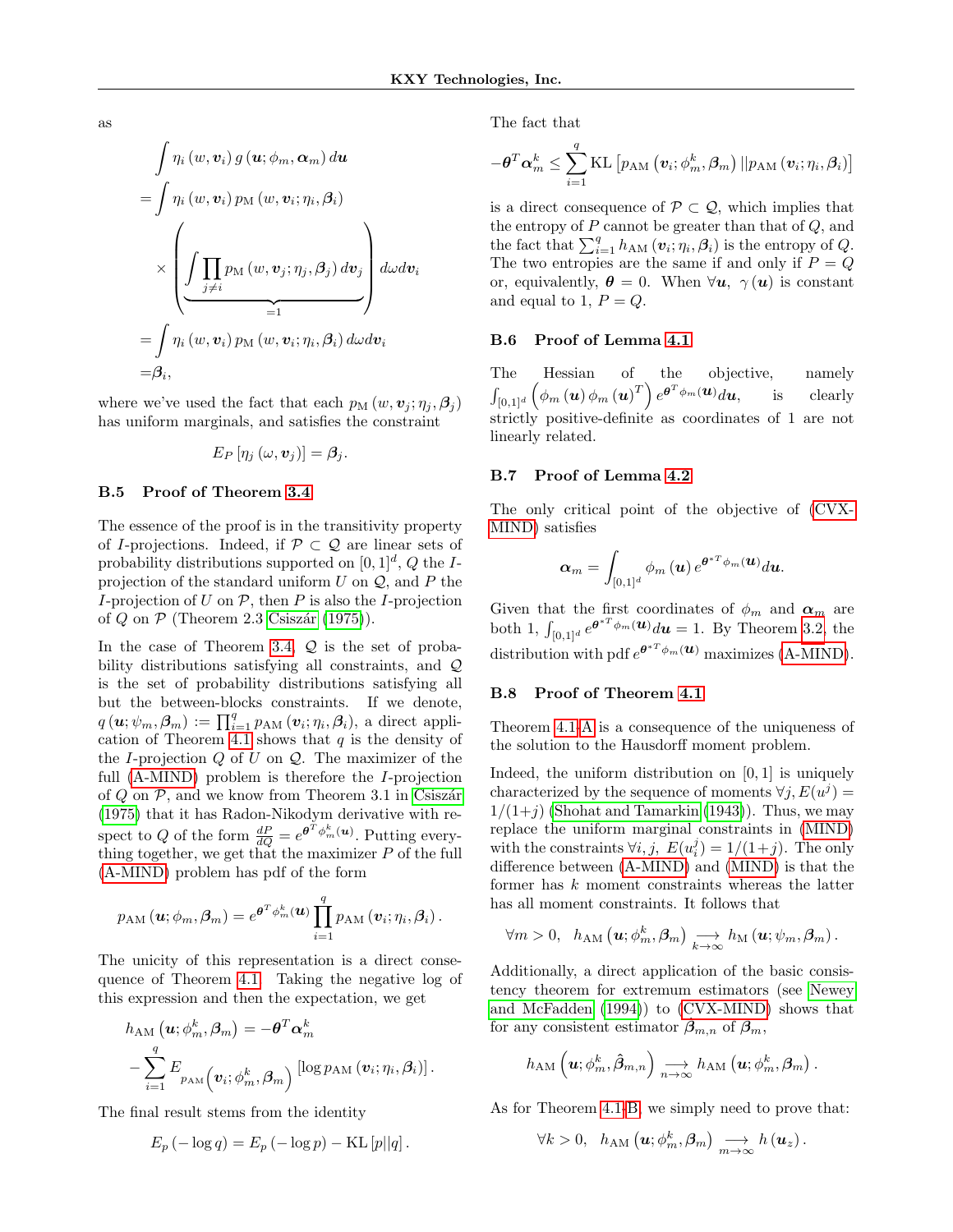as

$$
\begin{aligned}
&\int \eta_i (w, \boldsymbol{v}_i)\, g(\boldsymbol{u}; \phi_m, \boldsymbol{\alpha}_m)\, d\boldsymbol{u} \\
=& \int \eta_i (w, \boldsymbol{v}_i)\, p_{\mathrm{M}} (w, \boldsymbol{v}_i; \eta_i, \boldsymbol{\beta}_i) \\
&\times \left( \underbrace{\int \prod_{j \neq i} p_{\mathrm{M}} (w, \boldsymbol{v}_j; \eta_j, \boldsymbol{\beta}_j)\, d\boldsymbol{v}_j}_{=1} \right) d\omega d\boldsymbol{v}_i \\
=& \int \eta_i (w, \boldsymbol{v}_i)\, p_{\mathrm{M}} (w, \boldsymbol{v}_i; \eta_i, \boldsymbol{\beta}_i)\, d\omega d\boldsymbol{v}_i \\
=& \boldsymbol{\beta}_i,
\end{aligned}
$$

where we've used the fact that each $p_{\mathrm{M}} (w, \boldsymbol{v}_j; \eta_j, \boldsymbol{\beta}_j)$ has uniform marginals, and satisfies the constraint

$$
E_P [\eta_j (\omega, \boldsymbol{v}_j)] = \boldsymbol{\beta}_j.
$$

### B.5 Proof of Theorem 3.4

The essence of the proof is in the transitivity property of $I$-projections. Indeed, if $\mathcal{P} \subset \mathcal{Q}$ are linear sets of probability distributions supported on $[0, 1]^d$, $Q$ the $I$-projection of the standard uniform $U$ on $\mathcal{Q}$, and $P$ the $I$-projection of $U$ on $\mathcal{P}$, then $P$ is also the $I$-projection of $Q$ on $\mathcal{P}$ (Theorem 2.3 Csiszár (1975)).

In the case of Theorem 3.4, $\mathcal{Q}$ is the set of probability distributions satisfying all constraints, and $\mathcal{Q}$ is the set of probability distributions satisfying all but the between-blocks constraints. If we denote, $q(\boldsymbol{u}; \psi_m, \boldsymbol{\beta}_m) := \prod_{i=1}^{q} p_{\mathrm{AM}} (\boldsymbol{v}_i; \eta_i, \boldsymbol{\beta}_i)$, a direct application of Theorem 4.1 shows that $q$ is the density of the $I$-projection $Q$ of $U$ on $\mathcal{Q}$. The maximizer of the full (A-MIND) problem is therefore the $I$-projection of $Q$ on $\mathcal{P}$, and we know from Theorem 3.1 in Csiszár (1975) that it has Radon-Nikodym derivative with respect to $Q$ of the form $\frac{dP}{dQ} = e^{\boldsymbol{\theta}^T \phi_m^k (\boldsymbol{u})}$. Putting everything together, we get that the maximizer $P$ of the full (A-MIND) problem has pdf of the form

$$
p_{\mathrm{AM}} (\boldsymbol{u}; \phi_m, \boldsymbol{\beta}_m) = e^{\boldsymbol{\theta}^T \phi_m^k (\boldsymbol{u})} \prod_{i=1}^{q} p_{\mathrm{AM}} (\boldsymbol{v}_i; \eta_i, \boldsymbol{\beta}_i).
$$

The unicity of this representation is a direct consequence of Theorem 4.1. Taking the negative log of this expression and then the expectation, we get

$$
\begin{aligned}
&h_{\mathrm{AM}} (\boldsymbol{u}; \phi_m^k, \boldsymbol{\beta}_m) = -\boldsymbol{\theta}^T \boldsymbol{\alpha}_m^k \\
&- \sum_{i=1}^{q} E_{p_{\mathrm{AM}} \left( \boldsymbol{v}_i; \phi_m^k, \boldsymbol{\beta}_m \right)} [\log p_{\mathrm{AM}} (\boldsymbol{v}_i; \eta_i, \boldsymbol{\beta}_i)].
\end{aligned}
$$

The final result stems from the identity

$$
E_p (-\log q) = E_p (-\log p) - \mathrm{KL}[p || q].
$$

The fact that

$$
-\boldsymbol{\theta}^T \boldsymbol{\alpha}_m^k \leq \sum_{i=1}^{q} \mathrm{KL}\left[ p_{\mathrm{AM}} (\boldsymbol{v}_i; \phi_m^k, \boldsymbol{\beta}_m) || p_{\mathrm{AM}} (\boldsymbol{v}_i; \eta_i, \boldsymbol{\beta}_i) \right]
$$

is a direct consequence of $\mathcal{P} \subset \mathcal{Q}$, which implies that the entropy of $P$ cannot be greater than that of $Q$, and the fact that $\sum_{i=1}^{q} h_{\mathrm{AM}} (\boldsymbol{v}_i; \eta_i, \boldsymbol{\beta}_i)$ is the entropy of $Q$. The two entropies are the same if and only if $P = Q$ or, equivalently, $\boldsymbol{\theta} = 0$. When $\forall \boldsymbol{u},\ \gamma(\boldsymbol{u})$ is constant and equal to 1, $P = Q$.

### B.6 Proof of Lemma 4.1

The Hessian of the objective, namely $\int_{[0,1]^d} \left( \phi_m (\boldsymbol{u})\, \phi_m (\boldsymbol{u})^T \right) e^{\boldsymbol{\theta}^T \phi_m (\boldsymbol{u})} d\boldsymbol{u}$, is clearly strictly positive-definite as coordinates of 1 are not linearly related.

### B.7 Proof of Lemma 4.2

The only critical point of the objective of (CVX-MIND) satisfies

$$
\boldsymbol{\alpha}_m = \int_{[0,1]^d} \phi_m (\boldsymbol{u})\, e^{\boldsymbol{\theta}^{*T} \phi_m (\boldsymbol{u})} d\boldsymbol{u}.
$$

Given that the first coordinates of $\phi_m$ and $\boldsymbol{\alpha}_m$ are both 1, $\int_{[0,1]^d} e^{\boldsymbol{\theta}^{*T} \phi_m (\boldsymbol{u})} d\boldsymbol{u} = 1$. By Theorem 3.2, the distribution with pdf $e^{\boldsymbol{\theta}^{*T} \phi_m (\boldsymbol{u})}$ maximizes (A-MIND).

### B.8 Proof of Theorem 4.1

Theorem 4.1-A is a consequence of the uniqueness of the solution to the Hausdorff moment problem.

Indeed, the uniform distribution on $[0, 1]$ is uniquely characterized by the sequence of moments $\forall j, E(u^j) = 1/(1+j)$ (Shohat and Tamarkin (1943)). Thus, we may replace the uniform marginal constraints in (MIND) with the constraints $\forall i, j,\ E(u_i^j) = 1/(1+j)$. The only difference between (A-MIND) and (MIND) is that the former has $k$ moment constraints whereas the latter has all moment constraints. It follows that

$$
\forall m > 0, \quad h_{\mathrm{AM}} (\boldsymbol{u}; \phi_m^k, \boldsymbol{\beta}_m) \underset{k \to \infty}{\longrightarrow} h_{\mathrm{M}} (\boldsymbol{u}; \psi_m, \boldsymbol{\beta}_m).
$$

Additionally, a direct application of the basic consistency theorem for extremum estimators (see Newey and McFadden (1994)) to (CVX-MIND) shows that for any consistent estimator $\hat{\boldsymbol{\beta}}_{m,n}$ of $\boldsymbol{\beta}_m$,

$$
h_{\mathrm{AM}} \left( \boldsymbol{u}; \phi_m^k, \hat{\boldsymbol{\beta}}_{m,n} \right) \underset{n \to \infty}{\longrightarrow} h_{\mathrm{AM}} (\boldsymbol{u}; \phi_m^k, \boldsymbol{\beta}_m).
$$

As for Theorem 4.1-B, we simply need to prove that:

$$
\forall k > 0, \quad h_{\mathrm{AM}} (\boldsymbol{u}; \phi_m^k, \boldsymbol{\beta}_m) \underset{m \to \infty}{\longrightarrow} h(\boldsymbol{u}_z).
$$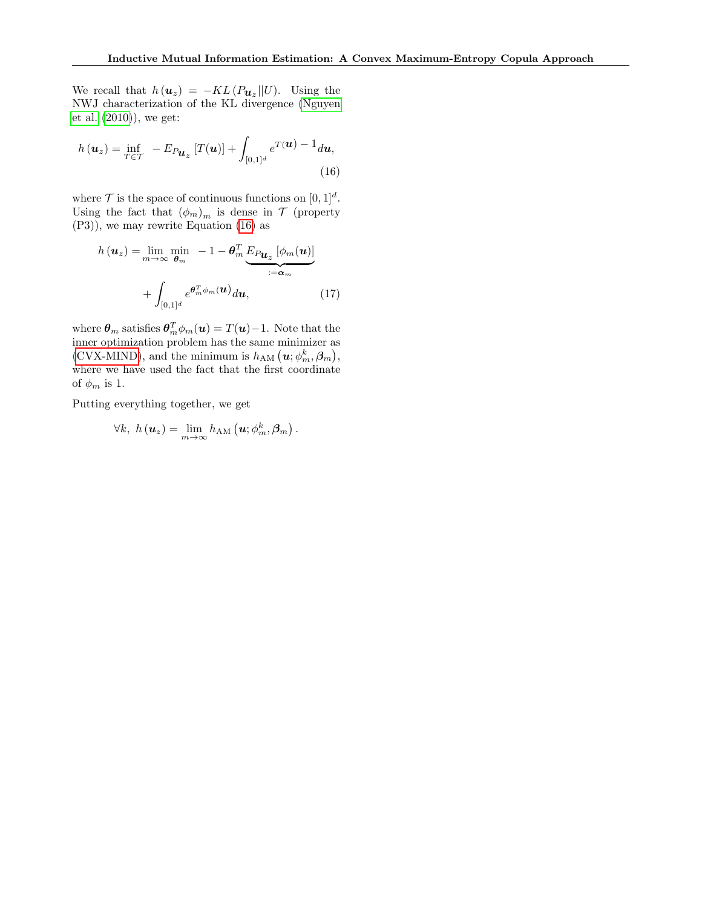We recall that $h(\boldsymbol{u}_z) = -KL(P_{\boldsymbol{u}_z}||U)$. Using the NWJ characterization of the KL divergence (Nguyen et al. (2010)), we get:

$$h(\boldsymbol{u}_z) = \inf_{T \in \mathcal{T}} \; -E_{P_{\boldsymbol{u}_z}}[T(\boldsymbol{u})] + \int_{[0,1]^d} e^{T(\boldsymbol{u})} - 1 d\boldsymbol{u}, \tag{16}$$

where $\mathcal{T}$ is the space of continuous functions on $[0,1]^d$. Using the fact that $(\phi_m)_m$ is dense in $\mathcal{T}$ (property (P3)), we may rewrite Equation (16) as

$$h(\boldsymbol{u}_z) = \lim_{m \to \infty} \min_{\boldsymbol{\theta}_m} \; -1 - \boldsymbol{\theta}_m^T \underbrace{E_{P_{\boldsymbol{u}_z}}[\phi_m(\boldsymbol{u})]}_{:=\boldsymbol{\alpha}_m} + \int_{[0,1]^d} e^{\boldsymbol{\theta}_m^T \phi_m(\boldsymbol{u})} d\boldsymbol{u}, \tag{17}$$

where $\boldsymbol{\theta}_m$ satisfies $\boldsymbol{\theta}_m^T \phi_m(\boldsymbol{u}) = T(\boldsymbol{u}) - 1$. Note that the inner optimization problem has the same minimizer as (CVX-MIND), and the minimum is $h_{\text{AM}}(\boldsymbol{u}; \phi_m^k, \boldsymbol{\beta}_m)$, where we have used the fact that the first coordinate of $\phi_m$ is 1.

Putting everything together, we get

$$\forall k, \; h(\boldsymbol{u}_z) = \lim_{m \to \infty} h_{\text{AM}}(\boldsymbol{u}; \phi_m^k, \boldsymbol{\beta}_m).$$